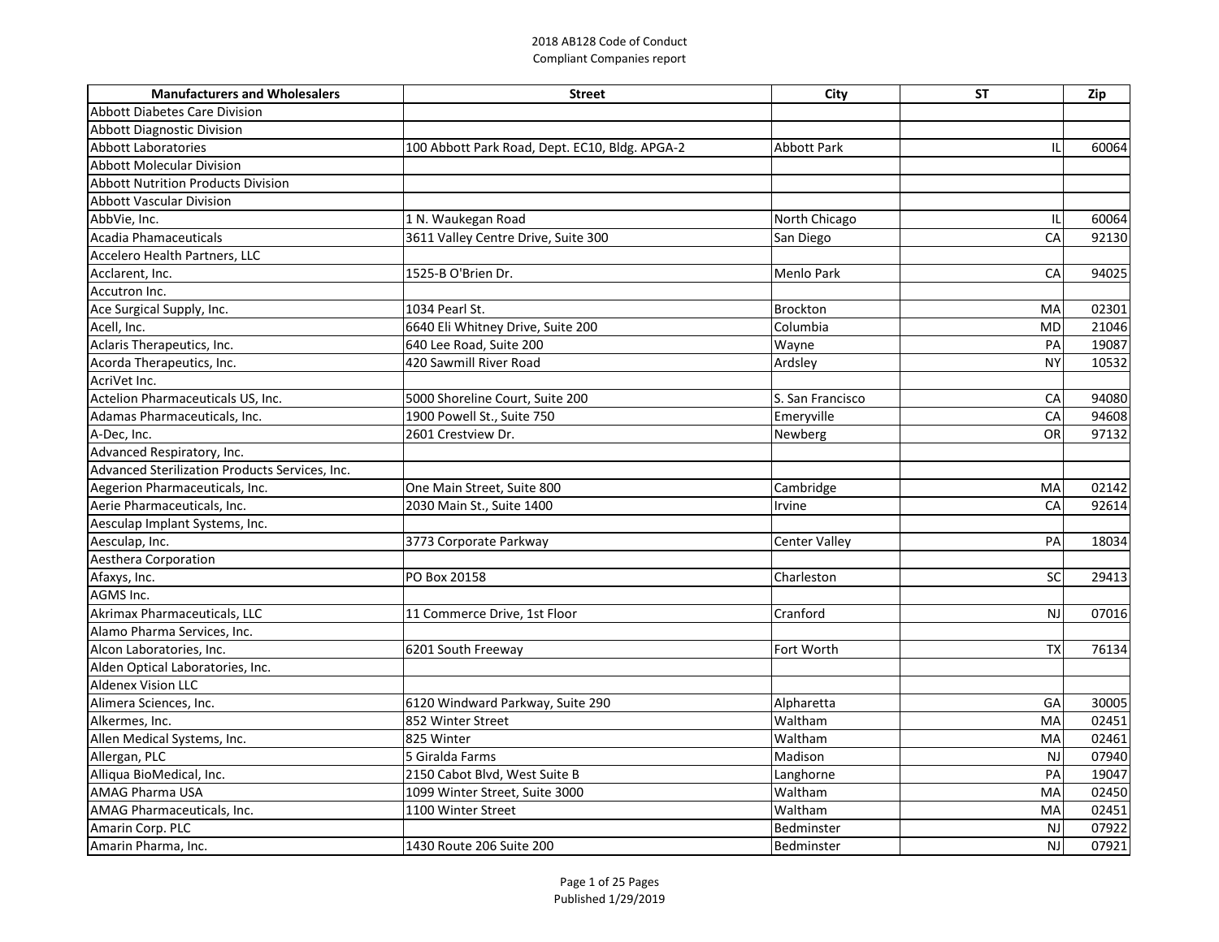# 2018 AB128 Code of Conduct
## Compliant Companies report

| Manufacturers and Wholesalers | Street | City | ST | Zip |
|---|---|---|---|---|
| Abbott Diabetes Care Division | | | | |
| Abbott Diagnostic Division | | | | |
| Abbott Laboratories | 100 Abbott Park Road, Dept. EC10, Bldg. APGA-2 | Abbott Park | IL | 60064 |
| Abbott Molecular Division | | | | |
| Abbott Nutrition Products Division | | | | |
| Abbott Vascular Division | | | | |
| AbbVie, Inc. | 1 N. Waukegan Road | North Chicago | IL | 60064 |
| Acadia Phamaceuticals | 3611 Valley Centre Drive, Suite 300 | San Diego | CA | 92130 |
| Accelero Health Partners, LLC | | | | |
| Acclarent, Inc. | 1525-B O'Brien Dr. | Menlo Park | CA | 94025 |
| Accutron Inc. | | | | |
| Ace Surgical Supply, Inc. | 1034 Pearl St. | Brockton | MA | 02301 |
| Acell, Inc. | 6640 Eli Whitney Drive, Suite 200 | Columbia | MD | 21046 |
| Aclaris Therapeutics, Inc. | 640 Lee Road, Suite 200 | Wayne | PA | 19087 |
| Acorda Therapeutics, Inc. | 420 Sawmill River Road | Ardsley | NY | 10532 |
| AcriVet Inc. | | | | |
| Actelion Pharmaceuticals US, Inc. | 5000 Shoreline Court, Suite 200 | S. San Francisco | CA | 94080 |
| Adamas Pharmaceuticals, Inc. | 1900 Powell St., Suite 750 | Emeryville | CA | 94608 |
| A-Dec, Inc. | 2601 Crestview Dr. | Newberg | OR | 97132 |
| Advanced Respiratory, Inc. | | | | |
| Advanced Sterilization Products Services, Inc. | | | | |
| Aegerion Pharmaceuticals, Inc. | One Main Street, Suite 800 | Cambridge | MA | 02142 |
| Aerie Pharmaceuticals, Inc. | 2030 Main St., Suite 1400 | Irvine | CA | 92614 |
| Aesculap Implant Systems, Inc. | | | | |
| Aesculap, Inc. | 3773 Corporate Parkway | Center Valley | PA | 18034 |
| Aesthera Corporation | | | | |
| Afaxys, Inc. | PO Box 20158 | Charleston | SC | 29413 |
| AGMS Inc. | | | | |
| Akrimax Pharmaceuticals, LLC | 11 Commerce Drive, 1st Floor | Cranford | NJ | 07016 |
| Alamo Pharma Services, Inc. | | | | |
| Alcon Laboratories, Inc. | 6201 South Freeway | Fort Worth | TX | 76134 |
| Alden Optical Laboratories, Inc. | | | | |
| Aldenex Vision LLC | | | | |
| Alimera Sciences, Inc. | 6120 Windward Parkway, Suite 290 | Alpharetta | GA | 30005 |
| Alkermes, Inc. | 852 Winter Street | Waltham | MA | 02451 |
| Allen Medical Systems, Inc. | 825 Winter | Waltham | MA | 02461 |
| Allergan, PLC | 5 Giralda Farms | Madison | NJ | 07940 |
| Alliqua BioMedical, Inc. | 2150 Cabot Blvd, West Suite B | Langhorne | PA | 19047 |
| AMAG Pharma USA | 1099 Winter Street, Suite 3000 | Waltham | MA | 02450 |
| AMAG Pharmaceuticals, Inc. | 1100 Winter Street | Waltham | MA | 02451 |
| Amarin Corp. PLC | | Bedminster | NJ | 07922 |
| Amarin Pharma, Inc. | 1430 Route 206 Suite 200 | Bedminster | NJ | 07921 |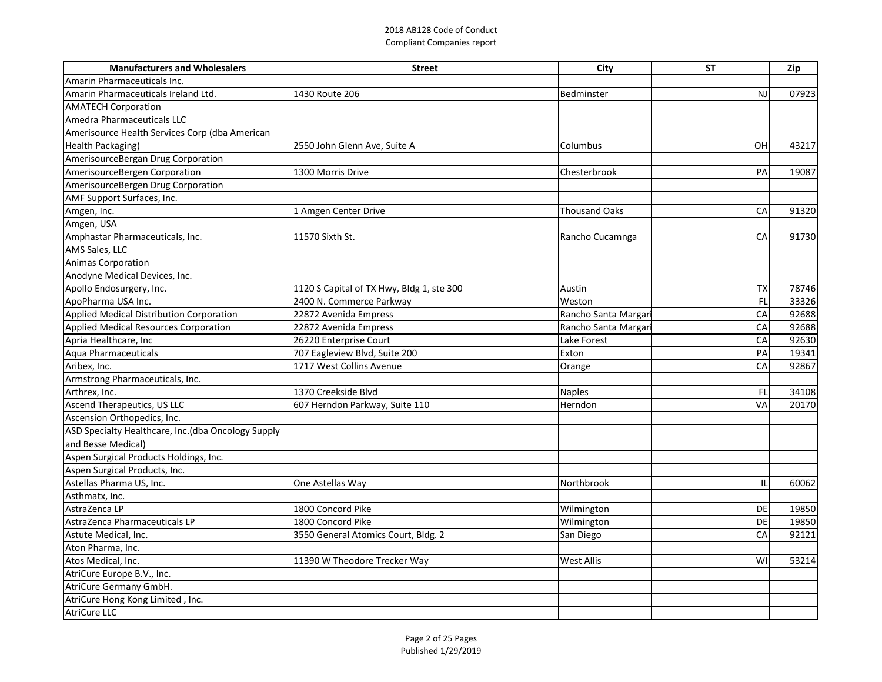2018 AB128 Code of Conduct
Compliant Companies report

| Manufacturers and Wholesalers | Street | City | ST | Zip |
|---|---|---|---|---|
| Amarin Pharmaceuticals Inc. | | | | |
| Amarin Pharmaceuticals Ireland Ltd. | 1430 Route 206 | Bedminster | NJ | 07923 |
| AMATECH Corporation | | | | |
| Amedra Pharmaceuticals LLC | | | | |
| Amerisource Health Services Corp (dba American Health Packaging) | 2550 John Glenn Ave, Suite A | Columbus | OH | 43217 |
| AmerisourceBergan Drug Corporation | | | | |
| AmerisourceBergen Corporation | 1300 Morris Drive | Chesterbrook | PA | 19087 |
| AmerisourceBergen Drug Corporation | | | | |
| AMF Support Surfaces, Inc. | | | | |
| Amgen, Inc. | 1 Amgen Center Drive | Thousand Oaks | CA | 91320 |
| Amgen, USA | | | | |
| Amphastar Pharmaceuticals, Inc. | 11570 Sixth St. | Rancho Cucamnga | CA | 91730 |
| AMS Sales, LLC | | | | |
| Animas Corporation | | | | |
| Anodyne Medical Devices, Inc. | | | | |
| Apollo Endosurgery, Inc. | 1120 S Capital of TX Hwy, Bldg 1, ste 300 | Austin | TX | 78746 |
| ApoPharma USA Inc. | 2400 N. Commerce Parkway | Weston | FL | 33326 |
| Applied Medical Distribution Corporation | 22872 Avenida Empress | Rancho Santa Margari | CA | 92688 |
| Applied Medical Resources Corporation | 22872 Avenida Empress | Rancho Santa Margari | CA | 92688 |
| Apria Healthcare, Inc | 26220 Enterprise Court | Lake Forest | CA | 92630 |
| Aqua Pharmaceuticals | 707 Eagleview Blvd, Suite 200 | Exton | PA | 19341 |
| Aribex, Inc. | 1717 West Collins Avenue | Orange | CA | 92867 |
| Armstrong Pharmaceuticals, Inc. | | | | |
| Arthrex, Inc. | 1370 Creekside Blvd | Naples | FL | 34108 |
| Ascend Therapeutics, US LLC | 607 Herndon Parkway, Suite 110 | Herndon | VA | 20170 |
| Ascension Orthopedics, Inc. | | | | |
| ASD Specialty Healthcare, Inc.(dba Oncology Supply and Besse Medical) | | | | |
| Aspen Surgical Products Holdings, Inc. | | | | |
| Aspen Surgical Products, Inc. | | | | |
| Astellas Pharma US, Inc. | One Astellas Way | Northbrook | IL | 60062 |
| Asthmatx, Inc. | | | | |
| AstraZenca LP | 1800 Concord Pike | Wilmington | DE | 19850 |
| AstraZenca Pharmaceuticals LP | 1800 Concord Pike | Wilmington | DE | 19850 |
| Astute Medical, Inc. | 3550 General Atomics Court, Bldg. 2 | San Diego | CA | 92121 |
| Aton Pharma, Inc. | | | | |
| Atos Medical, Inc. | 11390 W Theodore Trecker Way | West Allis | WI | 53214 |
| AtriCure Europe B.V., Inc. | | | | |
| AtriCure Germany GmbH. | | | | |
| AtriCure Hong Kong Limited , Inc. | | | | |
| AtriCure LLC | | | | |

Published 1/29/2019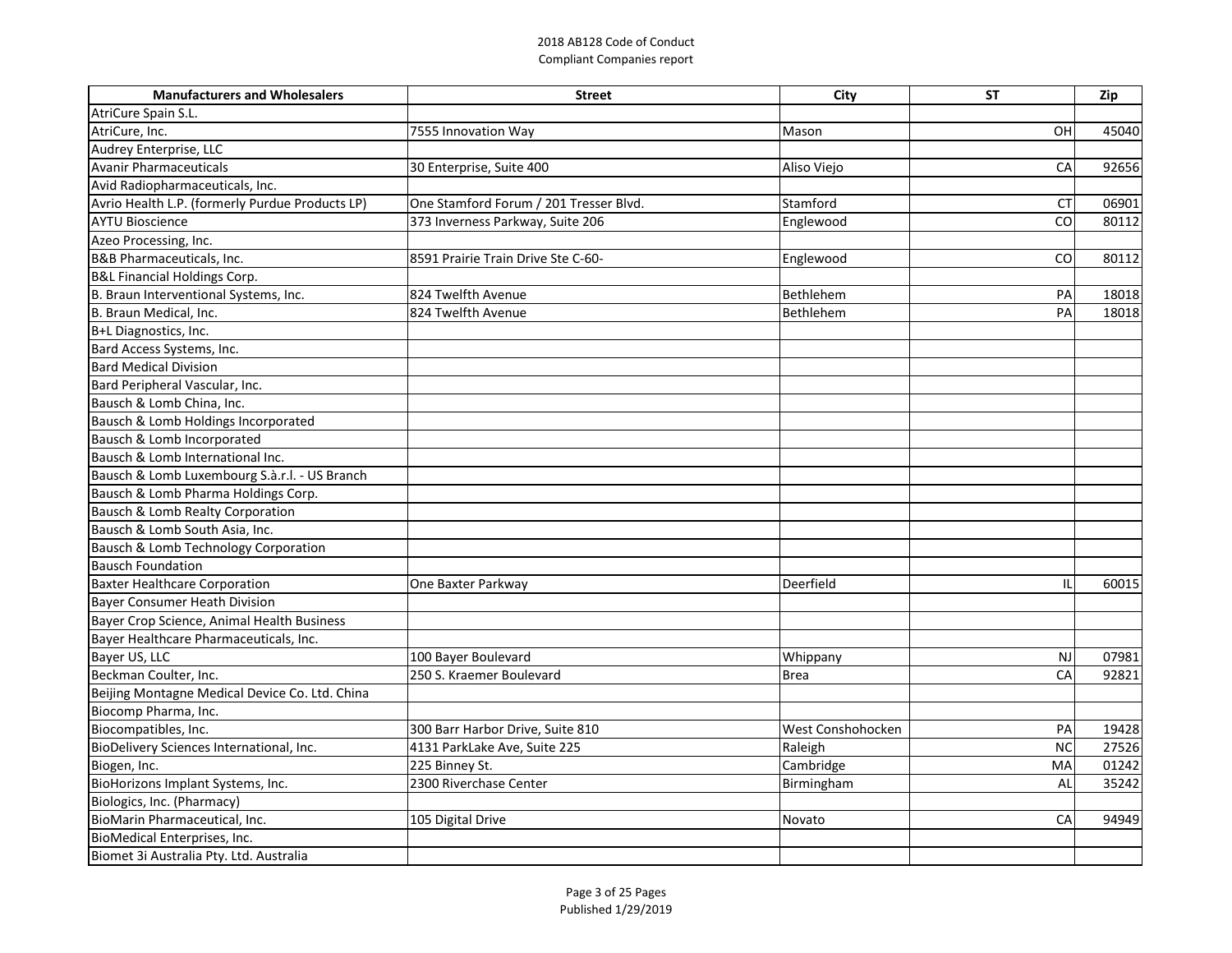| Manufacturers and Wholesalers | Street | City | ST | Zip |
|---|---|---|---|---|
| AtriCure Spain S.L. | | | | |
| AtriCure, Inc. | 7555 Innovation Way | Mason | OH | 45040 |
| Audrey Enterprise, LLC | | | | |
| Avanir Pharmaceuticals | 30 Enterprise, Suite 400 | Aliso Viejo | CA | 92656 |
| Avid Radiopharmaceuticals, Inc. | | | | |
| Avrio Health L.P. (formerly Purdue Products LP) | One Stamford Forum / 201 Tresser Blvd. | Stamford | CT | 06901 |
| AYTU Bioscience | 373 Inverness Parkway, Suite 206 | Englewood | CO | 80112 |
| Azeo Processing, Inc. | | | | |
| B&B Pharmaceuticals, Inc. | 8591 Prairie Train Drive Ste C-60- | Englewood | CO | 80112 |
| B&L Financial Holdings Corp. | | | | |
| B. Braun Interventional Systems, Inc. | 824 Twelfth Avenue | Bethlehem | PA | 18018 |
| B. Braun Medical, Inc. | 824 Twelfth Avenue | Bethlehem | PA | 18018 |
| B+L Diagnostics, Inc. | | | | |
| Bard Access Systems, Inc. | | | | |
| Bard Medical Division | | | | |
| Bard Peripheral Vascular, Inc. | | | | |
| Bausch & Lomb China, Inc. | | | | |
| Bausch & Lomb Holdings Incorporated | | | | |
| Bausch & Lomb Incorporated | | | | |
| Bausch & Lomb International Inc. | | | | |
| Bausch & Lomb Luxembourg S.à.r.l. - US Branch | | | | |
| Bausch & Lomb Pharma Holdings Corp. | | | | |
| Bausch & Lomb Realty Corporation | | | | |
| Bausch & Lomb South Asia, Inc. | | | | |
| Bausch & Lomb Technology Corporation | | | | |
| Bausch Foundation | | | | |
| Baxter Healthcare Corporation | One Baxter Parkway | Deerfield | IL | 60015 |
| Bayer Consumer Heath Division | | | | |
| Bayer Crop Science, Animal Health Business | | | | |
| Bayer Healthcare Pharmaceuticals, Inc. | | | | |
| Bayer US, LLC | 100 Bayer Boulevard | Whippany | NJ | 07981 |
| Beckman Coulter, Inc. | 250 S. Kraemer Boulevard | Brea | CA | 92821 |
| Beijing Montagne Medical Device Co. Ltd. China | | | | |
| Biocomp Pharma, Inc. | | | | |
| Biocompatibles, Inc. | 300 Barr Harbor Drive, Suite 810 | West Conshohocken | PA | 19428 |
| BioDelivery Sciences International, Inc. | 4131 ParkLake Ave, Suite 225 | Raleigh | NC | 27526 |
| Biogen, Inc. | 225 Binney St. | Cambridge | MA | 01242 |
| BioHorizons Implant Systems, Inc. | 2300 Riverchase Center | Birmingham | AL | 35242 |
| Biologics, Inc. (Pharmacy) | | | | |
| BioMarin Pharmaceutical, Inc. | 105 Digital Drive | Novato | CA | 94949 |
| BioMedical Enterprises, Inc. | | | | |
| Biomet 3i Australia Pty. Ltd. Australia | | | | |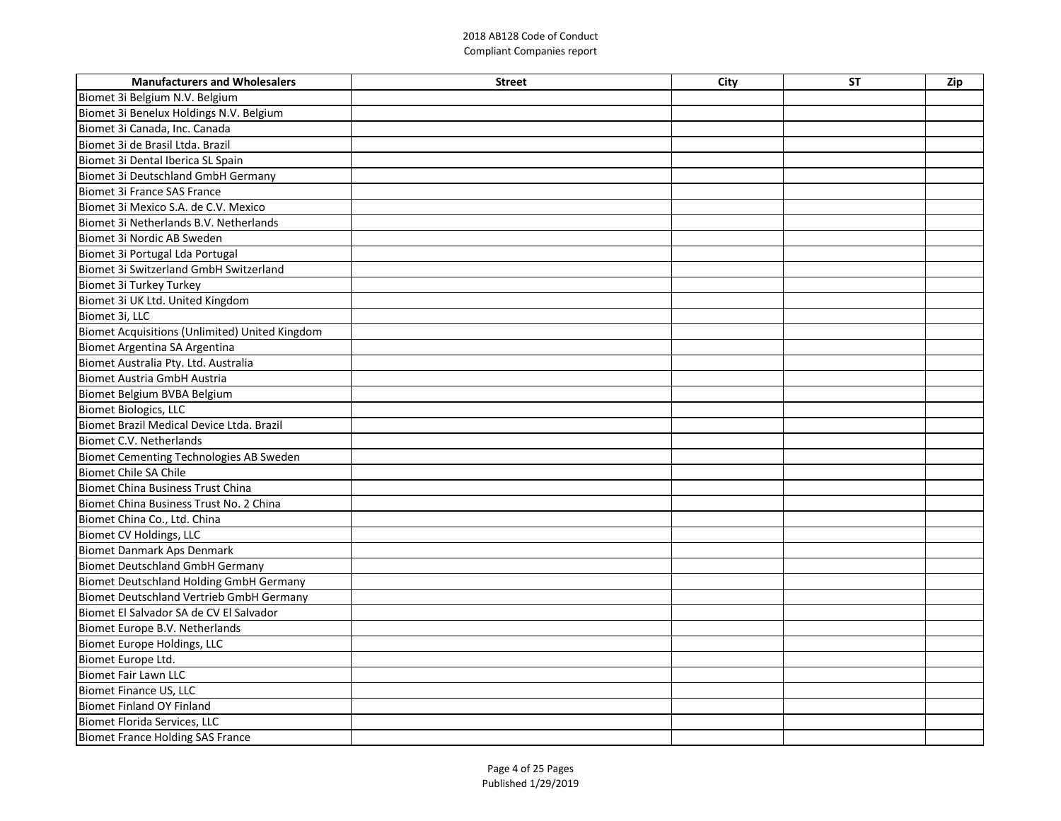| Manufacturers and Wholesalers | Street | City | ST | Zip |
|---|---|---|---|---|
| Biomet 3i Belgium N.V. Belgium | | | | |
| Biomet 3i Benelux Holdings N.V. Belgium | | | | |
| Biomet 3i Canada, Inc. Canada | | | | |
| Biomet 3i de Brasil Ltda. Brazil | | | | |
| Biomet 3i Dental Iberica SL Spain | | | | |
| Biomet 3i Deutschland GmbH Germany | | | | |
| Biomet 3i France SAS France | | | | |
| Biomet 3i Mexico S.A. de C.V. Mexico | | | | |
| Biomet 3i Netherlands B.V. Netherlands | | | | |
| Biomet 3i Nordic AB Sweden | | | | |
| Biomet 3i Portugal Lda Portugal | | | | |
| Biomet 3i Switzerland GmbH Switzerland | | | | |
| Biomet 3i Turkey Turkey | | | | |
| Biomet 3i UK Ltd. United Kingdom | | | | |
| Biomet 3i, LLC | | | | |
| Biomet Acquisitions (Unlimited) United Kingdom | | | | |
| Biomet Argentina SA Argentina | | | | |
| Biomet Australia Pty. Ltd. Australia | | | | |
| Biomet Austria GmbH Austria | | | | |
| Biomet Belgium BVBA Belgium | | | | |
| Biomet Biologics, LLC | | | | |
| Biomet Brazil Medical Device Ltda. Brazil | | | | |
| Biomet C.V. Netherlands | | | | |
| Biomet Cementing Technologies AB Sweden | | | | |
| Biomet Chile SA Chile | | | | |
| Biomet China Business Trust China | | | | |
| Biomet China Business Trust No. 2 China | | | | |
| Biomet China Co., Ltd. China | | | | |
| Biomet CV Holdings, LLC | | | | |
| Biomet Danmark Aps Denmark | | | | |
| Biomet Deutschland GmbH Germany | | | | |
| Biomet Deutschland Holding GmbH Germany | | | | |
| Biomet Deutschland Vertrieb GmbH Germany | | | | |
| Biomet El Salvador SA de CV El Salvador | | | | |
| Biomet Europe B.V. Netherlands | | | | |
| Biomet Europe Holdings, LLC | | | | |
| Biomet Europe Ltd. | | | | |
| Biomet Fair Lawn LLC | | | | |
| Biomet Finance US, LLC | | | | |
| Biomet Finland OY Finland | | | | |
| Biomet Florida Services, LLC | | | | |
| Biomet France Holding SAS France | | | | |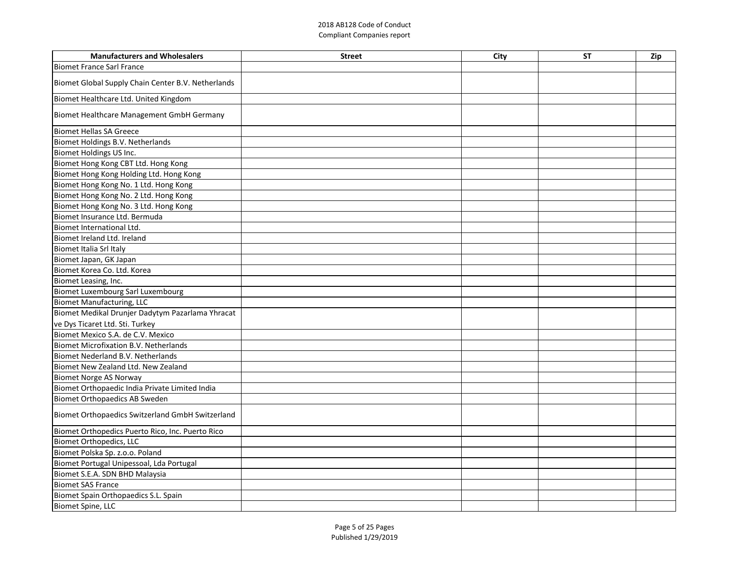| Manufacturers and Wholesalers | Street | City | ST | Zip |
|---|---|---|---|---|
| Biomet France Sarl France | | | | |
| Biomet Global Supply Chain Center B.V. Netherlands | | | | |
| Biomet Healthcare Ltd. United Kingdom | | | | |
| Biomet Healthcare Management GmbH Germany | | | | |
| Biomet Hellas SA Greece | | | | |
| Biomet Holdings B.V. Netherlands | | | | |
| Biomet Holdings US Inc. | | | | |
| Biomet Hong Kong CBT Ltd. Hong Kong | | | | |
| Biomet Hong Kong Holding Ltd. Hong Kong | | | | |
| Biomet Hong Kong No. 1 Ltd. Hong Kong | | | | |
| Biomet Hong Kong No. 2 Ltd. Hong Kong | | | | |
| Biomet Hong Kong No. 3 Ltd. Hong Kong | | | | |
| Biomet Insurance Ltd. Bermuda | | | | |
| Biomet International Ltd. | | | | |
| Biomet Ireland Ltd. Ireland | | | | |
| Biomet Italia Srl Italy | | | | |
| Biomet Japan, GK Japan | | | | |
| Biomet Korea Co. Ltd. Korea | | | | |
| Biomet Leasing, Inc. | | | | |
| Biomet Luxembourg Sarl Luxembourg | | | | |
| Biomet Manufacturing, LLC | | | | |
| Biomet Medikal Drunjer Dadytym Pazarlama Yhracat ve Dys Ticaret Ltd. Sti. Turkey | | | | |
| Biomet Mexico S.A. de C.V. Mexico | | | | |
| Biomet Microfixation B.V. Netherlands | | | | |
| Biomet Nederland B.V. Netherlands | | | | |
| Biomet New Zealand Ltd. New Zealand | | | | |
| Biomet Norge AS Norway | | | | |
| Biomet Orthopaedic India Private Limited India | | | | |
| Biomet Orthopaedics AB Sweden | | | | |
| Biomet Orthopaedics Switzerland GmbH Switzerland | | | | |
| Biomet Orthopedics Puerto Rico, Inc. Puerto Rico | | | | |
| Biomet Orthopedics, LLC | | | | |
| Biomet Polska Sp. z.o.o. Poland | | | | |
| Biomet Portugal Unipessoal, Lda Portugal | | | | |
| Biomet S.E.A. SDN BHD Malaysia | | | | |
| Biomet SAS France | | | | |
| Biomet Spain Orthopaedics S.L. Spain | | | | |
| Biomet Spine, LLC | | | | |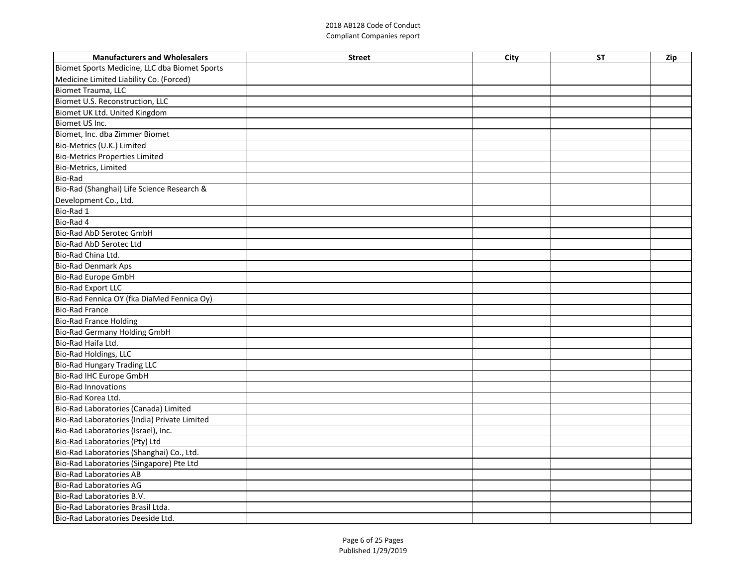| Manufacturers and Wholesalers | Street | City | ST | Zip |
|---|---|---|---|---|
| Biomet Sports Medicine, LLC dba Biomet Sports Medicine Limited Liability Co. (Forced) | | | | |
| Biomet Trauma, LLC | | | | |
| Biomet U.S. Reconstruction, LLC | | | | |
| Biomet UK Ltd. United Kingdom | | | | |
| Biomet US Inc. | | | | |
| Biomet, Inc. dba Zimmer Biomet | | | | |
| Bio-Metrics (U.K.) Limited | | | | |
| Bio-Metrics Properties Limited | | | | |
| Bio-Metrics, Limited | | | | |
| Bio-Rad | | | | |
| Bio-Rad (Shanghai) Life Science Research & Development Co., Ltd. | | | | |
| Bio-Rad 1 | | | | |
| Bio-Rad 4 | | | | |
| Bio-Rad AbD Serotec GmbH | | | | |
| Bio-Rad AbD Serotec Ltd | | | | |
| Bio-Rad China Ltd. | | | | |
| Bio-Rad Denmark Aps | | | | |
| Bio-Rad Europe GmbH | | | | |
| Bio-Rad Export LLC | | | | |
| Bio-Rad Fennica OY (fka DiaMed Fennica Oy) | | | | |
| Bio-Rad France | | | | |
| Bio-Rad France Holding | | | | |
| Bio-Rad Germany Holding GmbH | | | | |
| Bio-Rad Haifa Ltd. | | | | |
| Bio-Rad Holdings, LLC | | | | |
| Bio-Rad Hungary Trading LLC | | | | |
| Bio-Rad IHC Europe GmbH | | | | |
| Bio-Rad Innovations | | | | |
| Bio-Rad Korea Ltd. | | | | |
| Bio-Rad Laboratories (Canada) Limited | | | | |
| Bio-Rad Laboratories (India) Private Limited | | | | |
| Bio-Rad Laboratories (Israel), Inc. | | | | |
| Bio-Rad Laboratories (Pty) Ltd | | | | |
| Bio-Rad Laboratories (Shanghai) Co., Ltd. | | | | |
| Bio-Rad Laboratories (Singapore) Pte Ltd | | | | |
| Bio-Rad Laboratories AB | | | | |
| Bio-Rad Laboratories AG | | | | |
| Bio-Rad Laboratories B.V. | | | | |
| Bio-Rad Laboratories Brasil Ltda. | | | | |
| Bio-Rad Laboratories Deeside Ltd. | | | | |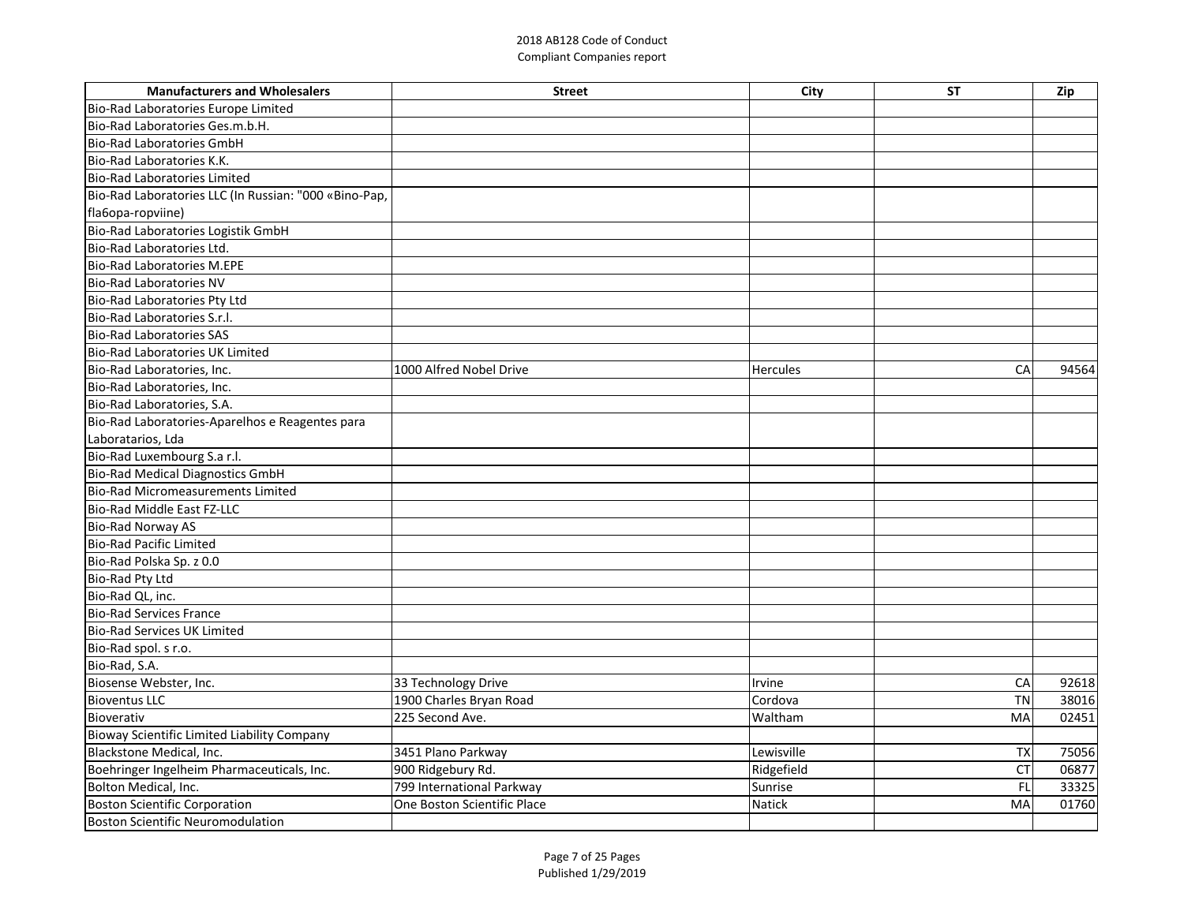| Manufacturers and Wholesalers | Street | City | ST | Zip |
|---|---|---|---|---|
| Bio-Rad Laboratories Europe Limited | | | | |
| Bio-Rad Laboratories Ges.m.b.H. | | | | |
| Bio-Rad Laboratories GmbH | | | | |
| Bio-Rad Laboratories K.K. | | | | |
| Bio-Rad Laboratories Limited | | | | |
| Bio-Rad Laboratories LLC (In Russian: "000 «Bino-Pap, fla6opa-ropviine) | | | | |
| Bio-Rad Laboratories Logistik GmbH | | | | |
| Bio-Rad Laboratories Ltd. | | | | |
| Bio-Rad Laboratories M.EPE | | | | |
| Bio-Rad Laboratories NV | | | | |
| Bio-Rad Laboratories Pty Ltd | | | | |
| Bio-Rad Laboratories S.r.l. | | | | |
| Bio-Rad Laboratories SAS | | | | |
| Bio-Rad Laboratories UK Limited | | | | |
| Bio-Rad Laboratories, Inc. | 1000 Alfred Nobel Drive | Hercules | CA | 94564 |
| Bio-Rad Laboratories, Inc. | | | | |
| Bio-Rad Laboratories, S.A. | | | | |
| Bio-Rad Laboratories-Aparelhos e Reagentes para Laboratarios, Lda | | | | |
| Bio-Rad Luxembourg S.a r.l. | | | | |
| Bio-Rad Medical Diagnostics GmbH | | | | |
| Bio-Rad Micromeasurements Limited | | | | |
| Bio-Rad Middle East FZ-LLC | | | | |
| Bio-Rad Norway AS | | | | |
| Bio-Rad Pacific Limited | | | | |
| Bio-Rad Polska Sp. z 0.0 | | | | |
| Bio-Rad Pty Ltd | | | | |
| Bio-Rad QL, inc. | | | | |
| Bio-Rad Services France | | | | |
| Bio-Rad Services UK Limited | | | | |
| Bio-Rad spol. s r.o. | | | | |
| Bio-Rad, S.A. | | | | |
| Biosense Webster, Inc. | 33 Technology Drive | Irvine | CA | 92618 |
| Bioventus LLC | 1900 Charles Bryan Road | Cordova | TN | 38016 |
| Bioverativ | 225 Second Ave. | Waltham | MA | 02451 |
| Bioway Scientific Limited Liability Company | | | | |
| Blackstone Medical, Inc. | 3451 Plano Parkway | Lewisville | TX | 75056 |
| Boehringer Ingelheim Pharmaceuticals, Inc. | 900 Ridgebury Rd. | Ridgefield | CT | 06877 |
| Bolton Medical, Inc. | 799 International Parkway | Sunrise | FL | 33325 |
| Boston Scientific Corporation | One Boston Scientific Place | Natick | MA | 01760 |
| Boston Scientific Neuromodulation | | | | |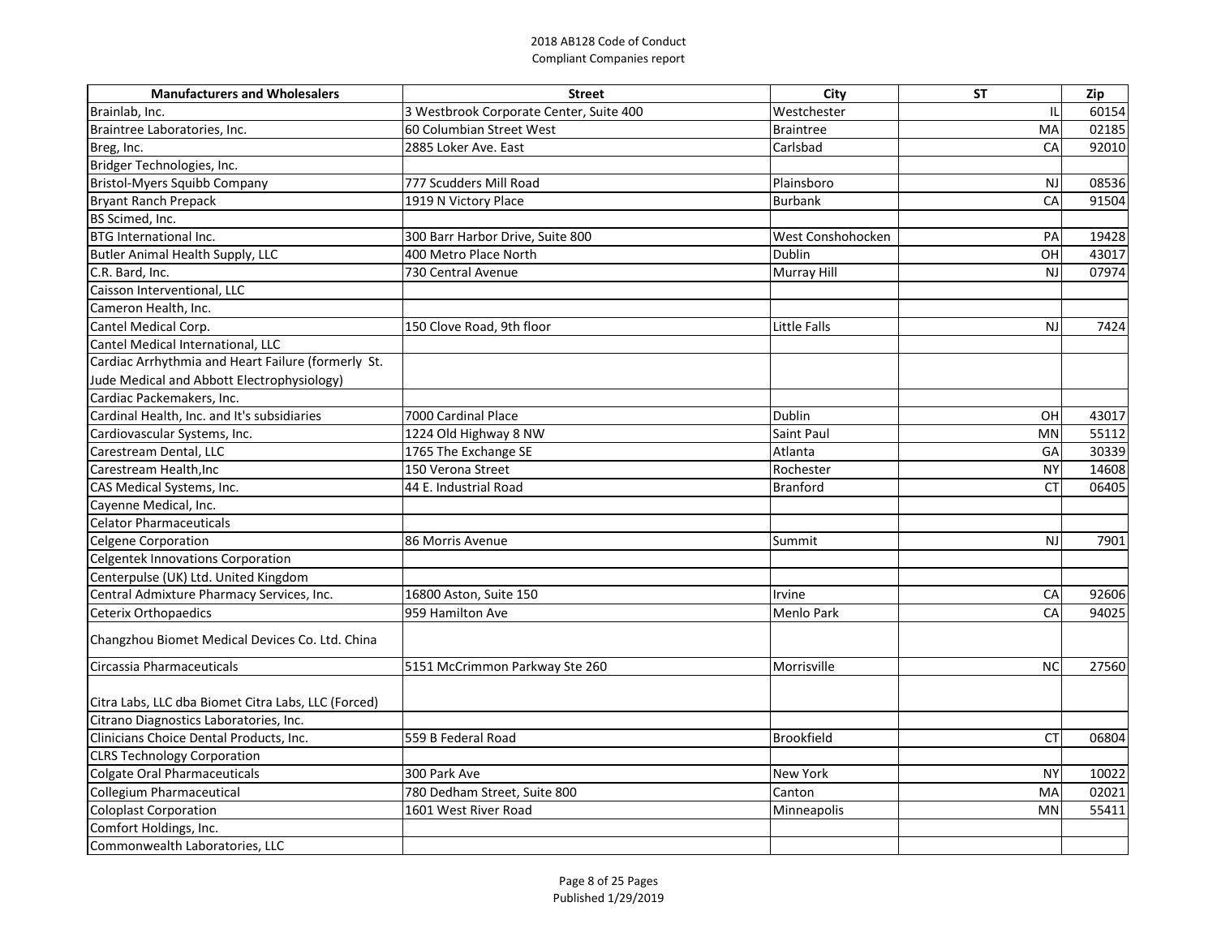2018 AB128 Code of Conduct
Compliant Companies report

| Manufacturers and Wholesalers | Street | City | ST | Zip |
|---|---|---|---|---|
| Brainlab, Inc. | 3 Westbrook Corporate Center, Suite 400 | Westchester | IL | 60154 |
| Braintree Laboratories, Inc. | 60 Columbian Street West | Braintree | MA | 02185 |
| Breg, Inc. | 2885 Loker Ave. East | Carlsbad | CA | 92010 |
| Bridger Technologies, Inc. | | | | |
| Bristol-Myers Squibb Company | 777 Scudders Mill Road | Plainsboro | NJ | 08536 |
| Bryant Ranch Prepack | 1919 N Victory Place | Burbank | CA | 91504 |
| BS Scimed, Inc. | | | | |
| BTG International Inc. | 300 Barr Harbor Drive, Suite 800 | West Conshohocken | PA | 19428 |
| Butler Animal Health Supply, LLC | 400 Metro Place North | Dublin | OH | 43017 |
| C.R. Bard, Inc. | 730 Central Avenue | Murray Hill | NJ | 07974 |
| Caisson Interventional, LLC | | | | |
| Cameron Health, Inc. | | | | |
| Cantel Medical Corp. | 150 Clove Road, 9th floor | Little Falls | NJ | 7424 |
| Cantel Medical International, LLC | | | | |
| Cardiac Arrhythmia and Heart Failure (formerly St. Jude Medical and Abbott Electrophysiology) | | | | |
| Cardiac Packemakers, Inc. | | | | |
| Cardinal Health, Inc. and It's subsidiaries | 7000 Cardinal Place | Dublin | OH | 43017 |
| Cardiovascular Systems, Inc. | 1224 Old Highway 8 NW | Saint Paul | MN | 55112 |
| Carestream Dental, LLC | 1765 The Exchange SE | Atlanta | GA | 30339 |
| Carestream Health,Inc | 150 Verona Street | Rochester | NY | 14608 |
| CAS Medical Systems, Inc. | 44 E. Industrial Road | Branford | CT | 06405 |
| Cayenne Medical, Inc. | | | | |
| Celator Pharmaceuticals | | | | |
| Celgene Corporation | 86 Morris Avenue | Summit | NJ | 7901 |
| Celgentek Innovations Corporation | | | | |
| Centerpulse (UK) Ltd. United Kingdom | | | | |
| Central Admixture Pharmacy Services, Inc. | 16800 Aston, Suite 150 | Irvine | CA | 92606 |
| Ceterix Orthopaedics | 959 Hamilton Ave | Menlo Park | CA | 94025 |
| Changzhou Biomet Medical Devices Co. Ltd. China | | | | |
| Circassia Pharmaceuticals | 5151 McCrimmon Parkway Ste 260 | Morrisville | NC | 27560 |
| Citra Labs, LLC dba Biomet Citra Labs, LLC (Forced) | | | | |
| Citrano Diagnostics Laboratories, Inc. | | | | |
| Clinicians Choice Dental Products, Inc. | 559 B Federal Road | Brookfield | CT | 06804 |
| CLRS Technology Corporation | | | | |
| Colgate Oral Pharmaceuticals | 300 Park Ave | New York | NY | 10022 |
| Collegium Pharmaceutical | 780 Dedham Street, Suite 800 | Canton | MA | 02021 |
| Coloplast Corporation | 1601 West River Road | Minneapolis | MN | 55411 |
| Comfort Holdings, Inc. | | | | |
| Commonwealth Laboratories, LLC | | | | |

Published 1/29/2019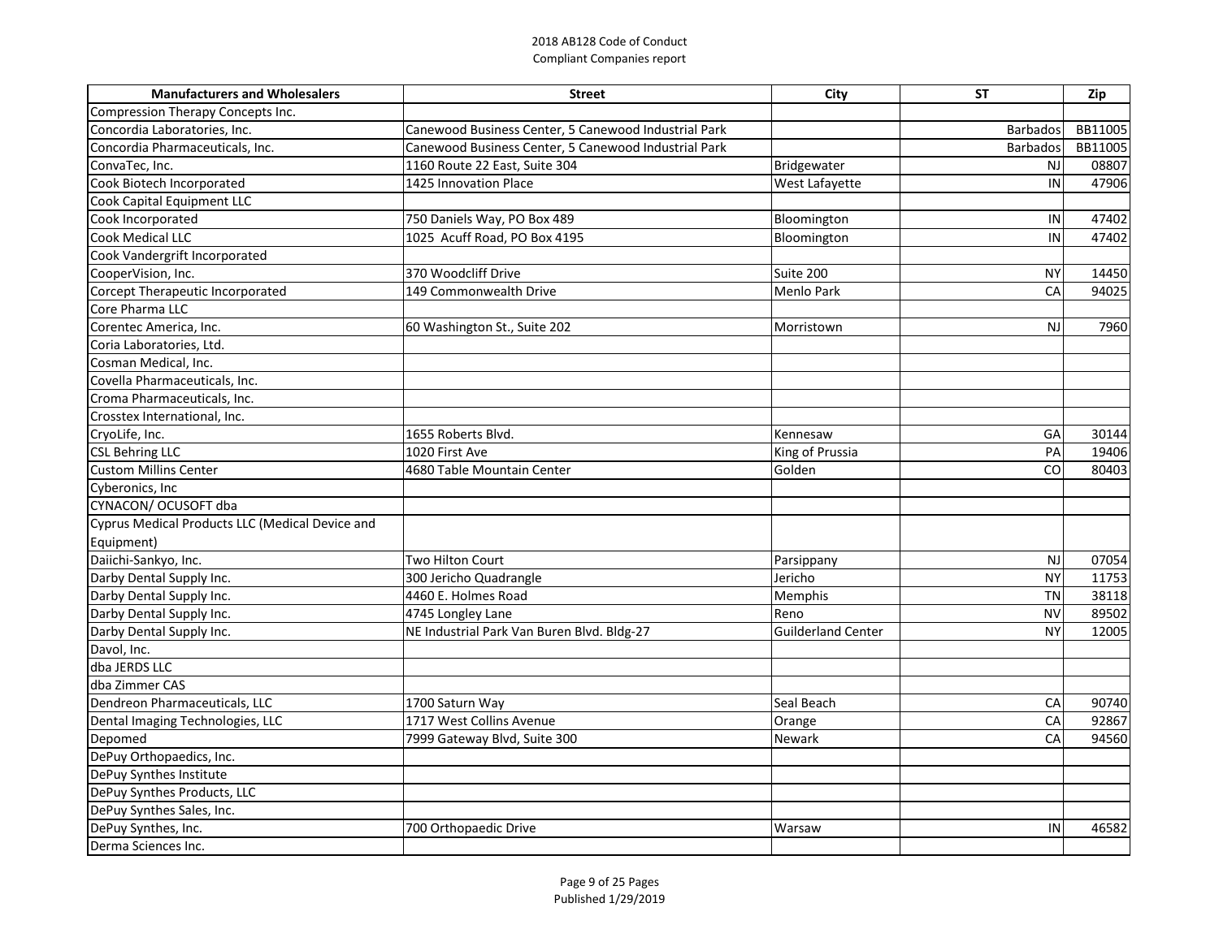2018 AB128 Code of Conduct
Compliant Companies report

| Manufacturers and Wholesalers | Street | City | ST | Zip |
|---|---|---|---|---|
| Compression Therapy Concepts Inc. | | | | |
| Concordia Laboratories, Inc. | Canewood Business Center, 5 Canewood Industrial Park | | Barbados | BB11005 |
| Concordia Pharmaceuticals, Inc. | Canewood Business Center, 5 Canewood Industrial Park | | Barbados | BB11005 |
| ConvaTec, Inc. | 1160 Route 22 East, Suite 304 | Bridgewater | NJ | 08807 |
| Cook Biotech Incorporated | 1425 Innovation Place | West Lafayette | IN | 47906 |
| Cook Capital Equipment LLC | | | | |
| Cook Incorporated | 750 Daniels Way, PO Box 489 | Bloomington | IN | 47402 |
| Cook Medical LLC | 1025 Acuff Road, PO Box 4195 | Bloomington | IN | 47402 |
| Cook Vandergrift Incorporated | | | | |
| CooperVision, Inc. | 370 Woodcliff Drive | Suite 200 | NY | 14450 |
| Corcept Therapeutic Incorporated | 149 Commonwealth Drive | Menlo Park | CA | 94025 |
| Core Pharma LLC | | | | |
| Corentec America, Inc. | 60 Washington St., Suite 202 | Morristown | NJ | 7960 |
| Coria Laboratories, Ltd. | | | | |
| Cosman Medical, Inc. | | | | |
| Covella Pharmaceuticals, Inc. | | | | |
| Croma Pharmaceuticals, Inc. | | | | |
| Crosstex International, Inc. | | | | |
| CryoLife, Inc. | 1655 Roberts Blvd. | Kennesaw | GA | 30144 |
| CSL Behring LLC | 1020 First Ave | King of Prussia | PA | 19406 |
| Custom Millins Center | 4680 Table Mountain Center | Golden | CO | 80403 |
| Cyberonics, Inc | | | | |
| CYNACON/ OCUSOFT dba | | | | |
| Cyprus Medical Products LLC (Medical Device and Equipment) | | | | |
| Daiichi-Sankyo, Inc. | Two Hilton Court | Parsippany | NJ | 07054 |
| Darby Dental Supply Inc. | 300 Jericho Quadrangle | Jericho | NY | 11753 |
| Darby Dental Supply Inc. | 4460 E. Holmes Road | Memphis | TN | 38118 |
| Darby Dental Supply Inc. | 4745 Longley Lane | Reno | NV | 89502 |
| Darby Dental Supply Inc. | NE Industrial Park Van Buren Blvd. Bldg-27 | Guilderland Center | NY | 12005 |
| Davol, Inc. | | | | |
| dba JERDS LLC | | | | |
| dba Zimmer CAS | | | | |
| Dendreon Pharmaceuticals, LLC | 1700 Saturn Way | Seal Beach | CA | 90740 |
| Dental Imaging Technologies, LLC | 1717 West Collins Avenue | Orange | CA | 92867 |
| Depomed | 7999 Gateway Blvd, Suite 300 | Newark | CA | 94560 |
| DePuy Orthopaedics, Inc. | | | | |
| DePuy Synthes Institute | | | | |
| DePuy Synthes Products, LLC | | | | |
| DePuy Synthes Sales, Inc. | | | | |
| DePuy Synthes, Inc. | 700 Orthopaedic Drive | Warsaw | IN | 46582 |
| Derma Sciences Inc. | | | | |

Published 1/29/2019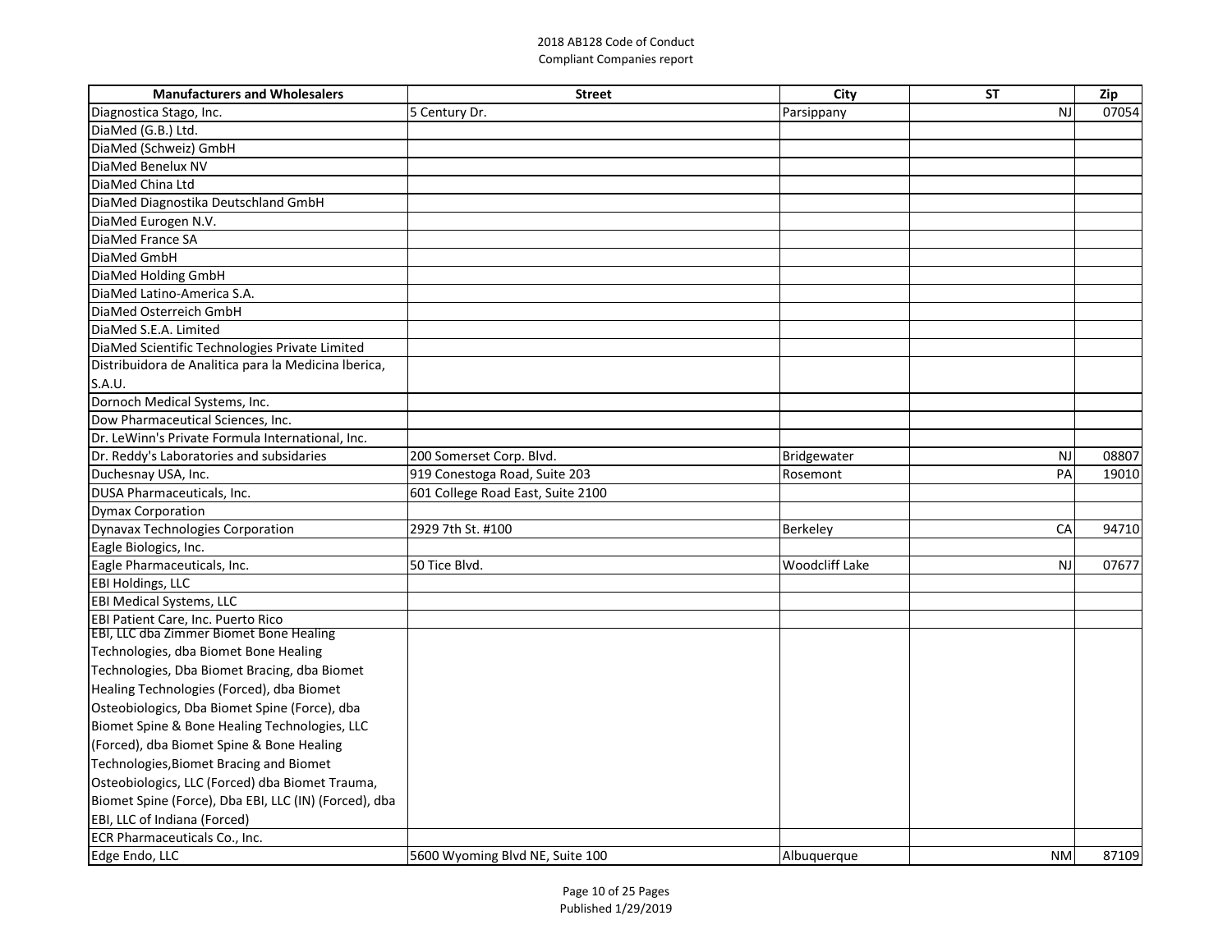2018 AB128 Code of Conduct
Compliant Companies report

| Manufacturers and Wholesalers | Street | City | ST | Zip |
| --- | --- | --- | --- | --- |
| Diagnostica Stago, Inc. | 5 Century Dr. | Parsippany | NJ | 07054 |
| DiaMed (G.B.) Ltd. | | | | |
| DiaMed (Schweiz) GmbH | | | | |
| DiaMed Benelux NV | | | | |
| DiaMed China Ltd | | | | |
| DiaMed Diagnostika Deutschland GmbH | | | | |
| DiaMed Eurogen N.V. | | | | |
| DiaMed France SA | | | | |
| DiaMed GmbH | | | | |
| DiaMed Holding GmbH | | | | |
| DiaMed Latino-America S.A. | | | | |
| DiaMed Osterreich GmbH | | | | |
| DiaMed S.E.A. Limited | | | | |
| DiaMed Scientific Technologies Private Limited | | | | |
| Distribuidora de Analitica para la Medicina Iberica, S.A.U. | | | | |
| Dornoch Medical Systems, Inc. | | | | |
| Dow Pharmaceutical Sciences, Inc. | | | | |
| Dr. LeWinn's Private Formula International, Inc. | | | | |
| Dr. Reddy's Laboratories and subsidaries | 200 Somerset Corp. Blvd. | Bridgewater | NJ | 08807 |
| Duchesnay USA, Inc. | 919 Conestoga Road, Suite 203 | Rosemont | PA | 19010 |
| DUSA Pharmaceuticals, Inc. | 601 College Road East, Suite 2100 | | | |
| Dymax Corporation | | | | |
| Dynavax Technologies Corporation | 2929 7th St. #100 | Berkeley | CA | 94710 |
| Eagle Biologics, Inc. | | | | |
| Eagle Pharmaceuticals, Inc. | 50 Tice Blvd. | Woodcliff Lake | NJ | 07677 |
| EBI Holdings, LLC | | | | |
| EBI Medical Systems, LLC | | | | |
| EBI Patient Care, Inc. Puerto Rico | | | | |
| EBI, LLC dba Zimmer Biomet Bone Healing Technologies, dba Biomet Bone Healing Technologies, Dba Biomet Bracing, dba Biomet Healing Technologies (Forced), dba Biomet Osteobiologics, Dba Biomet Spine (Force), dba Biomet Spine & Bone Healing Technologies, LLC (Forced), dba Biomet Spine & Bone Healing Technologies,Biomet Bracing and Biomet Osteobiologics, LLC (Forced) dba Biomet Trauma, Biomet Spine (Force), Dba EBI, LLC (IN) (Forced), dba EBI, LLC of Indiana (Forced) | | | | |
| ECR Pharmaceuticals Co., Inc. | | | | |
| Edge Endo, LLC | 5600 Wyoming Blvd NE, Suite 100 | Albuquerque | NM | 87109 |

Published 1/29/2019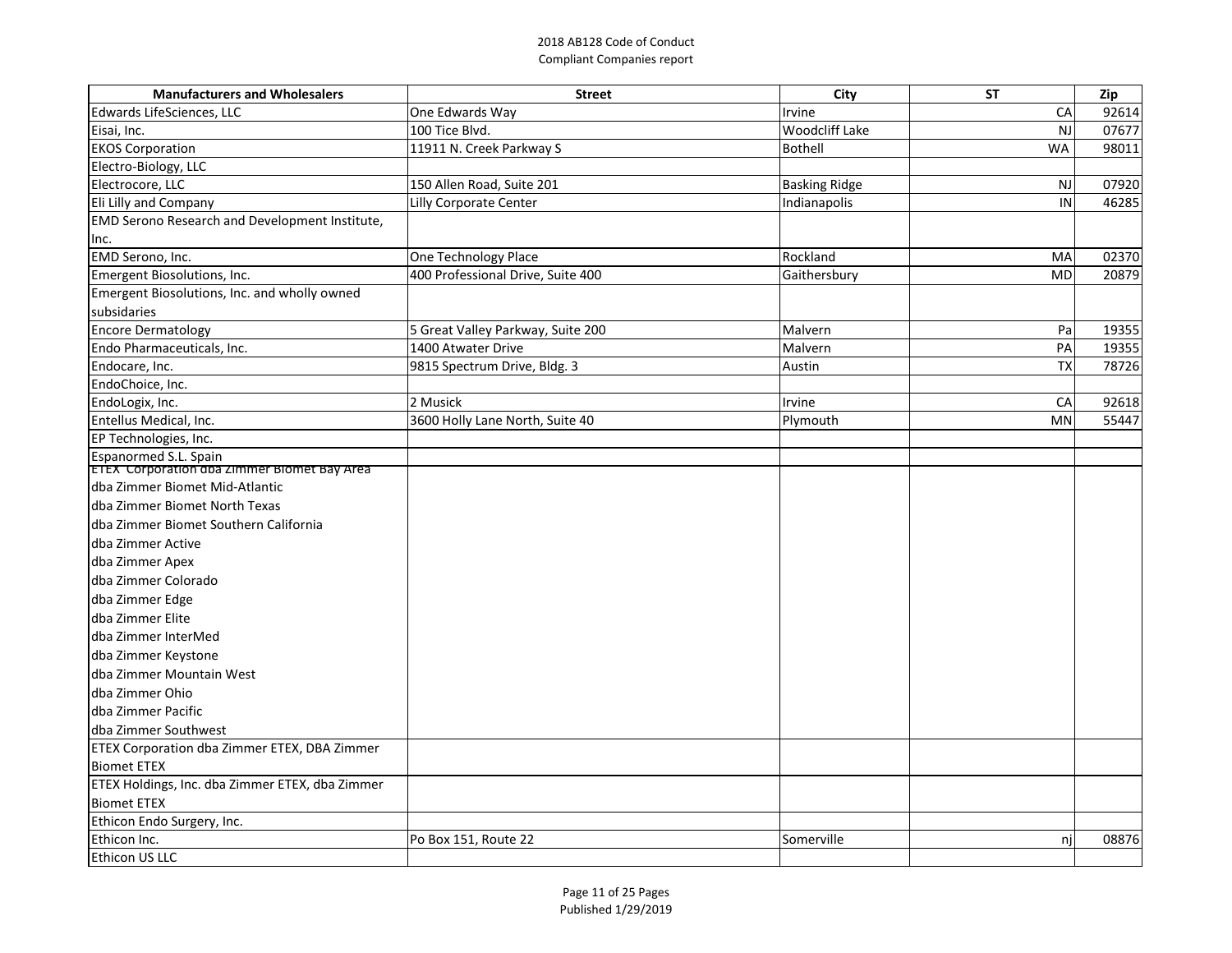2018 AB128 Code of Conduct
Compliant Companies report

| Manufacturers and Wholesalers | Street | City | ST | Zip |
|---|---|---|---|---|
| Edwards LifeSciences, LLC | One Edwards Way | Irvine | CA | 92614 |
| Eisai, Inc. | 100 Tice Blvd. | Woodcliff Lake | NJ | 07677 |
| EKOS Corporation | 11911 N. Creek Parkway S | Bothell | WA | 98011 |
| Electro-Biology, LLC | | | | |
| Electrocore, LLC | 150 Allen Road, Suite 201 | Basking Ridge | NJ | 07920 |
| Eli Lilly and Company | Lilly Corporate Center | Indianapolis | IN | 46285 |
| EMD Serono Research and Development Institute, Inc. | | | | |
| EMD Serono, Inc. | One Technology Place | Rockland | MA | 02370 |
| Emergent Biosolutions, Inc. | 400 Professional Drive, Suite 400 | Gaithersbury | MD | 20879 |
| Emergent Biosolutions, Inc. and wholly owned subsidaries | | | | |
| Encore Dermatology | 5 Great Valley Parkway, Suite 200 | Malvern | Pa | 19355 |
| Endo Pharmaceuticals, Inc. | 1400 Atwater Drive | Malvern | PA | 19355 |
| Endocare, Inc. | 9815 Spectrum Drive, Bldg. 3 | Austin | TX | 78726 |
| EndoChoice, Inc. | | | | |
| EndoLogix, Inc. | 2 Musick | Irvine | CA | 92618 |
| Entellus Medical, Inc. | 3600 Holly Lane North, Suite 40 | Plymouth | MN | 55447 |
| EP Technologies, Inc. | | | | |
| Espanormed S.L. Spain | | | | |
| ETEX Corporation dba Zimmer Biomet Bay Area dba Zimmer Biomet Mid-Atlantic dba Zimmer Biomet North Texas dba Zimmer Biomet Southern California dba Zimmer Active dba Zimmer Apex dba Zimmer Colorado dba Zimmer Edge dba Zimmer Elite dba Zimmer InterMed dba Zimmer Keystone dba Zimmer Mountain West dba Zimmer Ohio dba Zimmer Pacific dba Zimmer Southwest | | | | |
| ETEX Corporation dba Zimmer ETEX, DBA Zimmer Biomet ETEX | | | | |
| ETEX Holdings, Inc. dba Zimmer ETEX, dba Zimmer Biomet ETEX | | | | |
| Ethicon Endo Surgery, Inc. | | | | |
| Ethicon Inc. | Po Box 151, Route 22 | Somerville | nj | 08876 |
| Ethicon US LLC | | | | |

Published 1/29/2019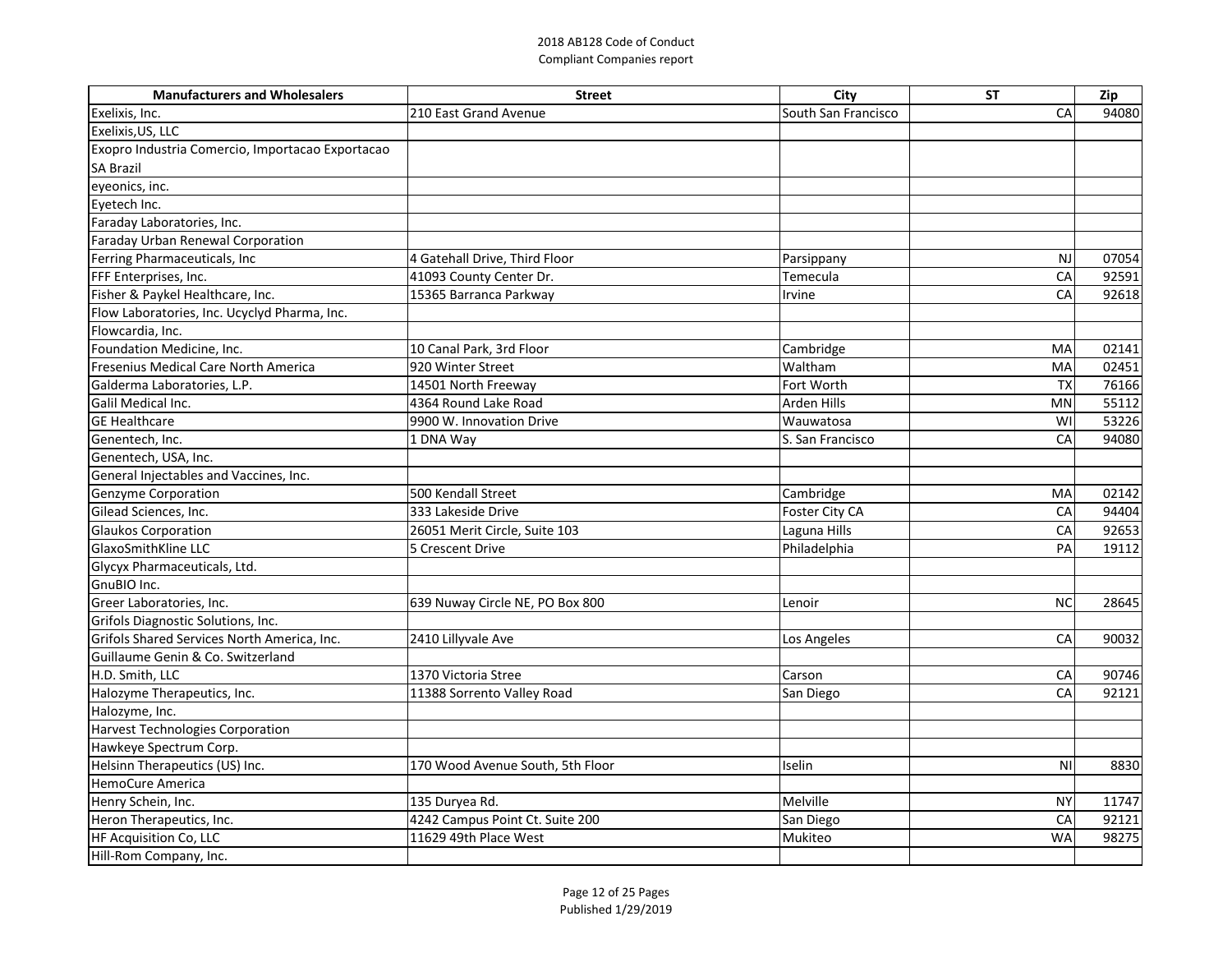2018 AB128 Code of Conduct
Compliant Companies report

| Manufacturers and Wholesalers | Street | City | ST | Zip |
|---|---|---|---|---|
| Exelixis, Inc. | 210 East Grand Avenue | South San Francisco | CA | 94080 |
| Exelixis,US, LLC | | | | |
| Exopro Industria Comercio, Importacao Exportacao SA Brazil | | | | |
| eyeonics, inc. | | | | |
| Eyetech Inc. | | | | |
| Faraday Laboratories, Inc. | | | | |
| Faraday Urban Renewal Corporation | | | | |
| Ferring Pharmaceuticals, Inc | 4 Gatehall Drive, Third Floor | Parsippany | NJ | 07054 |
| FFF Enterprises, Inc. | 41093 County Center Dr. | Temecula | CA | 92591 |
| Fisher & Paykel Healthcare, Inc. | 15365 Barranca Parkway | Irvine | CA | 92618 |
| Flow Laboratories, Inc. Ucyclyd Pharma, Inc. | | | | |
| Flowcardia, Inc. | | | | |
| Foundation Medicine, Inc. | 10 Canal Park, 3rd Floor | Cambridge | MA | 02141 |
| Fresenius Medical Care North America | 920 Winter Street | Waltham | MA | 02451 |
| Galderma Laboratories, L.P. | 14501 North Freeway | Fort Worth | TX | 76166 |
| Galil Medical Inc. | 4364 Round Lake Road | Arden Hills | MN | 55112 |
| GE Healthcare | 9900 W. Innovation Drive | Wauwatosa | WI | 53226 |
| Genentech, Inc. | 1 DNA Way | S. San Francisco | CA | 94080 |
| Genentech, USA, Inc. | | | | |
| General Injectables and Vaccines, Inc. | | | | |
| Genzyme Corporation | 500 Kendall Street | Cambridge | MA | 02142 |
| Gilead Sciences, Inc. | 333 Lakeside Drive | Foster City CA | CA | 94404 |
| Glaukos Corporation | 26051 Merit Circle, Suite 103 | Laguna Hills | CA | 92653 |
| GlaxoSmithKline LLC | 5 Crescent Drive | Philadelphia | PA | 19112 |
| Glycyx Pharmaceuticals, Ltd. | | | | |
| GnuBIO Inc. | | | | |
| Greer Laboratories, Inc. | 639 Nuway Circle NE, PO Box 800 | Lenoir | NC | 28645 |
| Grifols Diagnostic Solutions, Inc. | | | | |
| Grifols Shared Services North America, Inc. | 2410 Lillyvale Ave | Los Angeles | CA | 90032 |
| Guillaume Genin & Co. Switzerland | | | | |
| H.D. Smith, LLC | 1370 Victoria Stree | Carson | CA | 90746 |
| Halozyme Therapeutics, Inc. | 11388 Sorrento Valley Road | San Diego | CA | 92121 |
| Halozyme, Inc. | | | | |
| Harvest Technologies Corporation | | | | |
| Hawkeye Spectrum Corp. | | | | |
| Helsinn Therapeutics (US) Inc. | 170 Wood Avenue South, 5th Floor | Iselin | NI | 8830 |
| HemoCure America | | | | |
| Henry Schein, Inc. | 135 Duryea Rd. | Melville | NY | 11747 |
| Heron Therapeutics, Inc. | 4242 Campus Point Ct. Suite 200 | San Diego | CA | 92121 |
| HF Acquisition Co, LLC | 11629 49th Place West | Mukiteo | WA | 98275 |
| Hill-Rom Company, Inc. | | | | |

Published 1/29/2019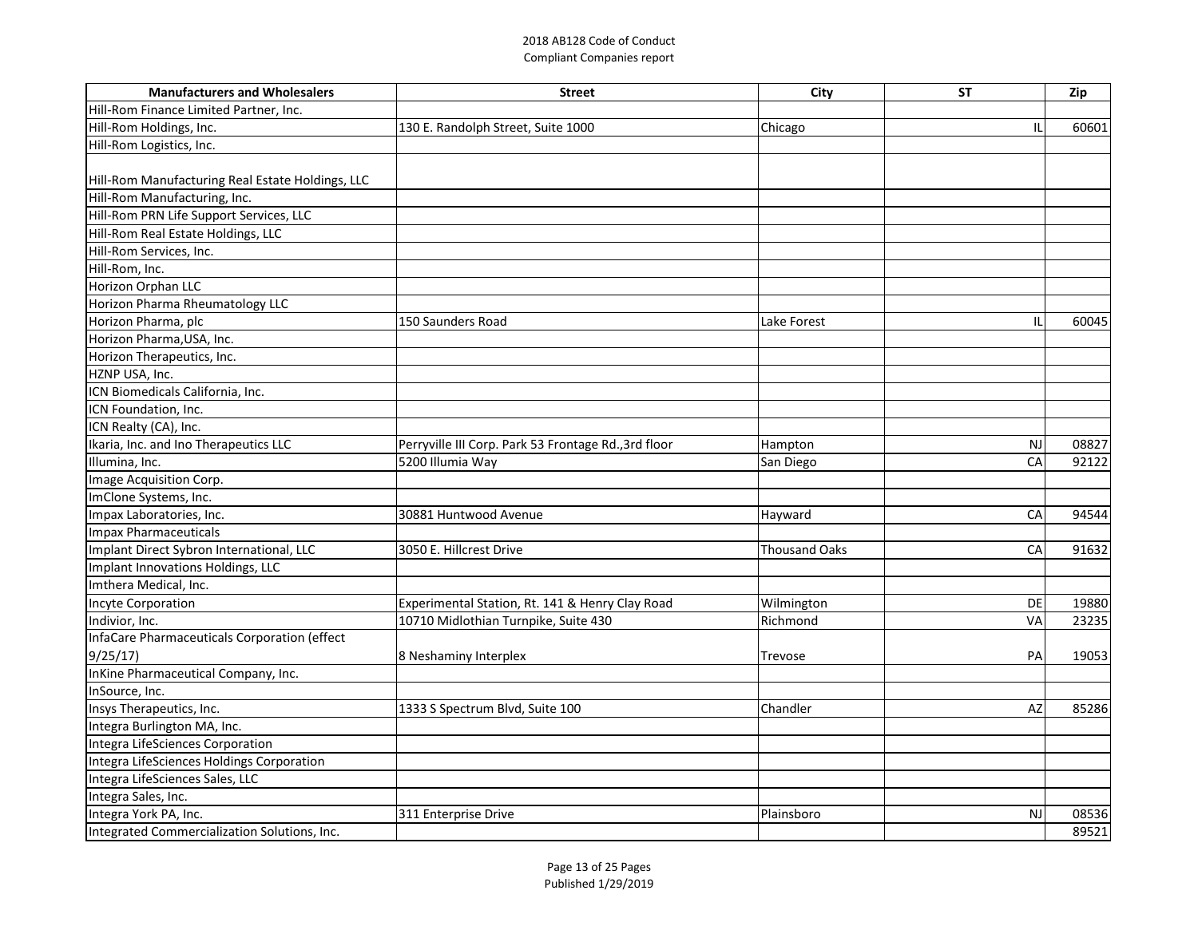2018 AB128 Code of Conduct
Compliant Companies report

| Manufacturers and Wholesalers | Street | City | ST | Zip |
|---|---|---|---|---|
| Hill-Rom Finance Limited Partner, Inc. | | | | |
| Hill-Rom Holdings, Inc. | 130 E. Randolph Street, Suite 1000 | Chicago | IL | 60601 |
| Hill-Rom Logistics, Inc. | | | | |
| Hill-Rom Manufacturing Real Estate Holdings, LLC | | | | |
| Hill-Rom Manufacturing, Inc. | | | | |
| Hill-Rom PRN Life Support Services, LLC | | | | |
| Hill-Rom Real Estate Holdings, LLC | | | | |
| Hill-Rom Services, Inc. | | | | |
| Hill-Rom, Inc. | | | | |
| Horizon Orphan LLC | | | | |
| Horizon Pharma Rheumatology LLC | | | | |
| Horizon Pharma, plc | 150 Saunders Road | Lake Forest | IL | 60045 |
| Horizon Pharma,USA, Inc. | | | | |
| Horizon Therapeutics, Inc. | | | | |
| HZNP USA, Inc. | | | | |
| ICN Biomedicals California, Inc. | | | | |
| ICN Foundation, Inc. | | | | |
| ICN Realty (CA), Inc. | | | | |
| Ikaria, Inc. and Ino Therapeutics LLC | Perryville III Corp. Park 53 Frontage Rd.,3rd floor | Hampton | NJ | 08827 |
| Illumina, Inc. | 5200 Illumia Way | San Diego | CA | 92122 |
| Image Acquisition Corp. | | | | |
| ImClone Systems, Inc. | | | | |
| Impax Laboratories, Inc. | 30881 Huntwood Avenue | Hayward | CA | 94544 |
| Impax Pharmaceuticals | | | | |
| Implant Direct Sybron International, LLC | 3050 E. Hillcrest Drive | Thousand Oaks | CA | 91632 |
| Implant Innovations Holdings, LLC | | | | |
| Imthera Medical, Inc. | | | | |
| Incyte Corporation | Experimental Station, Rt. 141 & Henry Clay Road | Wilmington | DE | 19880 |
| Indivior, Inc. | 10710 Midlothian Turnpike, Suite 430 | Richmond | VA | 23235 |
| InfaCare Pharmaceuticals Corporation (effect 9/25/17) | 8 Neshaminy Interplex | Trevose | PA | 19053 |
| InKine Pharmaceutical Company, Inc. | | | | |
| InSource, Inc. | | | | |
| Insys Therapeutics, Inc. | 1333 S Spectrum Blvd, Suite 100 | Chandler | AZ | 85286 |
| Integra Burlington MA, Inc. | | | | |
| Integra LifeSciences Corporation | | | | |
| Integra LifeSciences Holdings Corporation | | | | |
| Integra LifeSciences Sales, LLC | | | | |
| Integra Sales, Inc. | | | | |
| Integra York PA, Inc. | 311 Enterprise Drive | Plainsboro | NJ | 08536 |
| Integrated Commercialization Solutions, Inc. | | | | 89521 |

Published 1/29/2019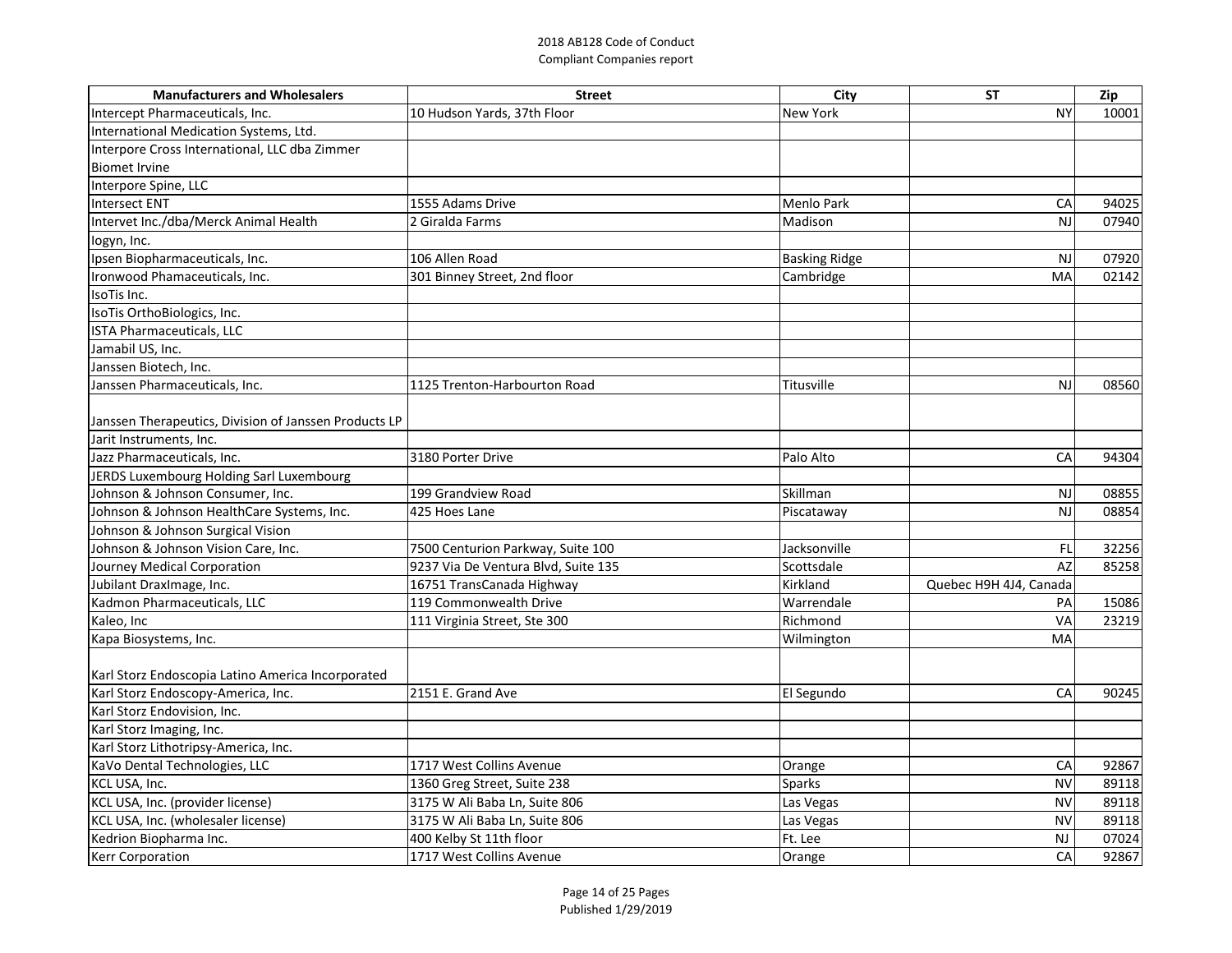2018 AB128 Code of Conduct
Compliant Companies report

| Manufacturers and Wholesalers | Street | City | ST | Zip |
|---|---|---|---|---|
| Intercept Pharmaceuticals, Inc. | 10 Hudson Yards, 37th Floor | New York | NY | 10001 |
| International Medication Systems, Ltd. | | | | |
| Interpore Cross International, LLC dba Zimmer Biomet Irvine | | | | |
| Interpore Spine, LLC | | | | |
| Intersect ENT | 1555 Adams Drive | Menlo Park | CA | 94025 |
| Intervet Inc./dba/Merck Animal Health | 2 Giralda Farms | Madison | NJ | 07940 |
| Iogyn, Inc. | | | | |
| Ipsen Biopharmaceuticals, Inc. | 106 Allen Road | Basking Ridge | NJ | 07920 |
| Ironwood Phamaceuticals, Inc. | 301 Binney Street, 2nd floor | Cambridge | MA | 02142 |
| IsoTis Inc. | | | | |
| IsoTis OrthoBiologics, Inc. | | | | |
| ISTA Pharmaceuticals, LLC | | | | |
| Jamabil US, Inc. | | | | |
| Janssen Biotech, Inc. | | | | |
| Janssen Pharmaceuticals, Inc. | 1125 Trenton-Harbourton Road | Titusville | NJ | 08560 |
| Janssen Therapeutics, Division of Janssen Products LP | | | | |
| Jarit Instruments, Inc. | | | | |
| Jazz Pharmaceuticals, Inc. | 3180 Porter Drive | Palo Alto | CA | 94304 |
| JERDS Luxembourg Holding Sarl Luxembourg | | | | |
| Johnson & Johnson Consumer, Inc. | 199 Grandview Road | Skillman | NJ | 08855 |
| Johnson & Johnson HealthCare Systems, Inc. | 425 Hoes Lane | Piscataway | NJ | 08854 |
| Johnson & Johnson Surgical Vision | | | | |
| Johnson & Johnson Vision Care, Inc. | 7500 Centurion Parkway, Suite 100 | Jacksonville | FL | 32256 |
| Journey Medical Corporation | 9237 Via De Ventura Blvd, Suite 135 | Scottsdale | AZ | 85258 |
| Jubilant DraxImage, Inc. | 16751 TransCanada Highway | Kirkland | Quebec H9H 4J4, Canada | |
| Kadmon Pharmaceuticals, LLC | 119 Commonwealth Drive | Warrendale | PA | 15086 |
| Kaleo, Inc | 111 Virginia Street, Ste 300 | Richmond | VA | 23219 |
| Kapa Biosystems, Inc. | | Wilmington | MA | |
| Karl Storz Endoscopia Latino America Incorporated | | | | |
| Karl Storz Endoscopy-America, Inc. | 2151 E. Grand Ave | El Segundo | CA | 90245 |
| Karl Storz Endovision, Inc. | | | | |
| Karl Storz Imaging, Inc. | | | | |
| Karl Storz Lithotripsy-America, Inc. | | | | |
| KaVo Dental Technologies, LLC | 1717 West Collins Avenue | Orange | CA | 92867 |
| KCL USA, Inc. | 1360 Greg Street, Suite 238 | Sparks | NV | 89118 |
| KCL USA, Inc. (provider license) | 3175 W Ali Baba Ln, Suite 806 | Las Vegas | NV | 89118 |
| KCL USA, Inc. (wholesaler license) | 3175 W Ali Baba Ln, Suite 806 | Las Vegas | NV | 89118 |
| Kedrion Biopharma Inc. | 400 Kelby St 11th floor | Ft. Lee | NJ | 07024 |
| Kerr Corporation | 1717 West Collins Avenue | Orange | CA | 92867 |

Published 1/29/2019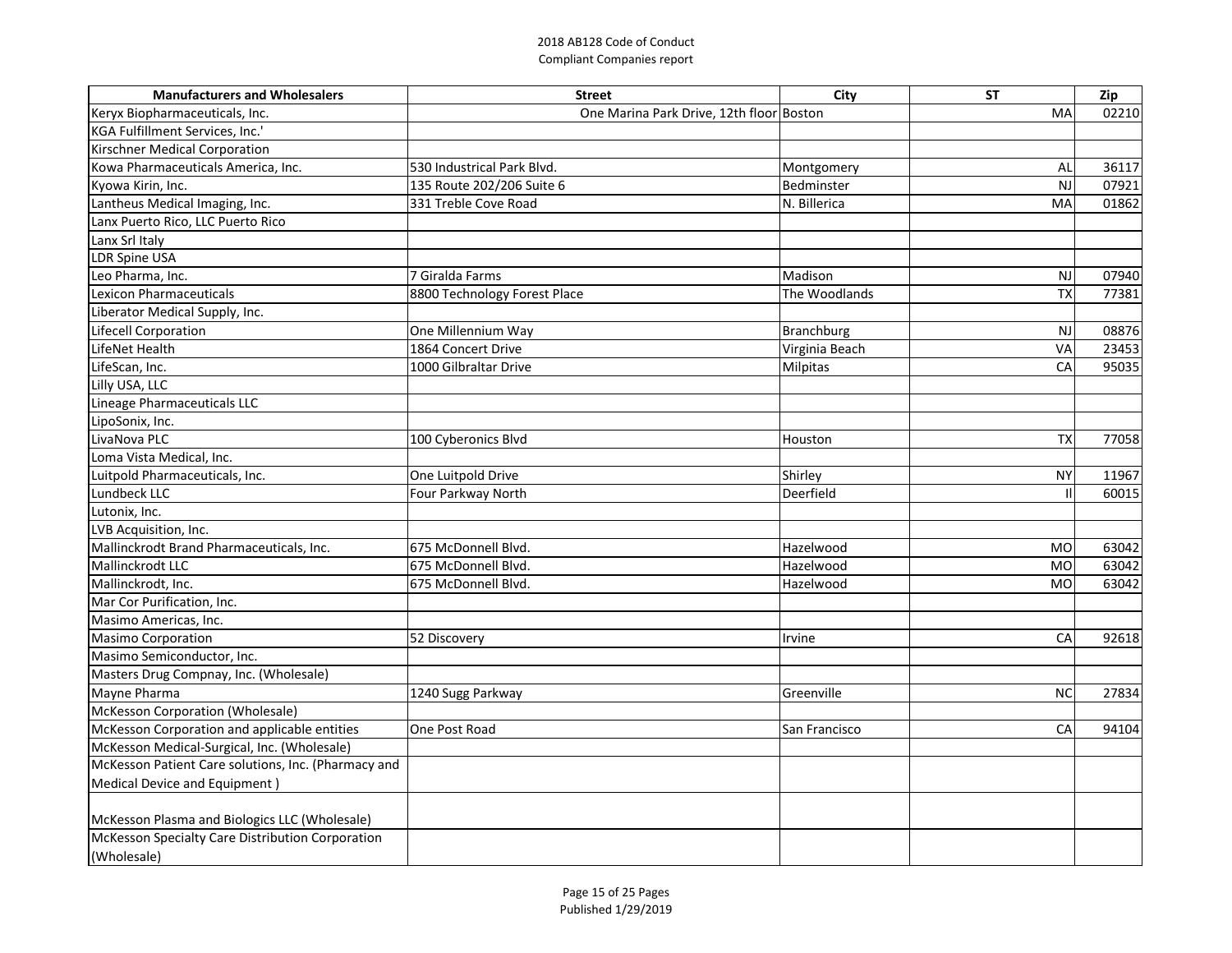2018 AB128 Code of Conduct
Compliant Companies report

| Manufacturers and Wholesalers | Street | City | ST | Zip |
|---|---|---|---|---|
| Keryx Biopharmaceuticals, Inc. | One Marina Park Drive, 12th floor | Boston | MA | 02210 |
| KGA Fulfillment Services, Inc.' | | | | |
| Kirschner Medical Corporation | | | | |
| Kowa Pharmaceuticals America, Inc. | 530 Industrical Park Blvd. | Montgomery | AL | 36117 |
| Kyowa Kirin, Inc. | 135 Route 202/206 Suite 6 | Bedminster | NJ | 07921 |
| Lantheus Medical Imaging, Inc. | 331 Treble Cove Road | N. Billerica | MA | 01862 |
| Lanx Puerto Rico, LLC Puerto Rico | | | | |
| Lanx Srl Italy | | | | |
| LDR Spine USA | | | | |
| Leo Pharma, Inc. | 7 Giralda Farms | Madison | NJ | 07940 |
| Lexicon Pharmaceuticals | 8800 Technology Forest Place | The Woodlands | TX | 77381 |
| Liberator Medical Supply, Inc. | | | | |
| Lifecell Corporation | One Millennium Way | Branchburg | NJ | 08876 |
| LifeNet Health | 1864 Concert Drive | Virginia Beach | VA | 23453 |
| LifeScan, Inc. | 1000 Gilbraltar Drive | Milpitas | CA | 95035 |
| Lilly USA, LLC | | | | |
| Lineage Pharmaceuticals LLC | | | | |
| LipoSonix, Inc. | | | | |
| LivaNova PLC | 100 Cyberonics Blvd | Houston | TX | 77058 |
| Loma Vista Medical, Inc. | | | | |
| Luitpold Pharmaceuticals, Inc. | One Luitpold Drive | Shirley | NY | 11967 |
| Lundbeck LLC | Four Parkway North | Deerfield | Il | 60015 |
| Lutonix, Inc. | | | | |
| LVB Acquisition, Inc. | | | | |
| Mallinckrodt Brand Pharmaceuticals, Inc. | 675 McDonnell Blvd. | Hazelwood | MO | 63042 |
| Mallinckrodt LLC | 675 McDonnell Blvd. | Hazelwood | MO | 63042 |
| Mallinckrodt, Inc. | 675 McDonnell Blvd. | Hazelwood | MO | 63042 |
| Mar Cor Purification, Inc. | | | | |
| Masimo Americas, Inc. | | | | |
| Masimo Corporation | 52 Discovery | Irvine | CA | 92618 |
| Masimo Semiconductor, Inc. | | | | |
| Masters Drug Compnay, Inc. (Wholesale) | | | | |
| Mayne Pharma | 1240 Sugg Parkway | Greenville | NC | 27834 |
| McKesson Corporation (Wholesale) | | | | |
| McKesson Corporation and applicable entities | One Post Road | San Francisco | CA | 94104 |
| McKesson Medical-Surgical, Inc. (Wholesale) | | | | |
| McKesson Patient Care solutions, Inc. (Pharmacy and Medical Device and Equipment ) | | | | |
| McKesson Plasma and Biologics LLC (Wholesale) | | | | |
| McKesson Specialty Care Distribution Corporation (Wholesale) | | | | |

Published 1/29/2019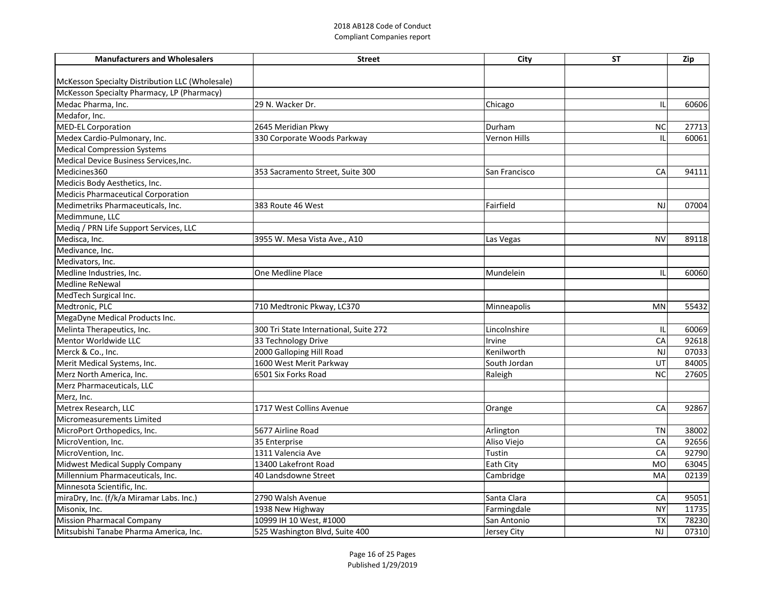| Manufacturers and Wholesalers | Street | City | ST | Zip |
|---|---|---|---|---|
| McKesson Specialty Distribution LLC (Wholesale) | | | | |
| McKesson Specialty Pharmacy, LP (Pharmacy) | | | | |
| Medac Pharma, Inc. | 29 N. Wacker Dr. | Chicago | IL | 60606 |
| Medafor, Inc. | | | | |
| MED-EL Corporation | 2645 Meridian Pkwy | Durham | NC | 27713 |
| Medex Cardio-Pulmonary, Inc. | 330 Corporate Woods Parkway | Vernon Hills | IL | 60061 |
| Medical Compression Systems | | | | |
| Medical Device Business Services,Inc. | | | | |
| Medicines360 | 353 Sacramento Street, Suite 300 | San Francisco | CA | 94111 |
| Medicis Body Aesthetics, Inc. | | | | |
| Medicis Pharmaceutical Corporation | | | | |
| Medimetriks Pharmaceuticals, Inc. | 383 Route 46 West | Fairfield | NJ | 07004 |
| Medimmune, LLC | | | | |
| Mediq / PRN Life Support Services, LLC | | | | |
| Medisca, Inc. | 3955 W. Mesa Vista Ave., A10 | Las Vegas | NV | 89118 |
| Medivance, Inc. | | | | |
| Medivators, Inc. | | | | |
| Medline Industries, Inc. | One Medline Place | Mundelein | IL | 60060 |
| Medline ReNewal | | | | |
| MedTech Surgical Inc. | | | | |
| Medtronic, PLC | 710 Medtronic Pkway, LC370 | Minneapolis | MN | 55432 |
| MegaDyne Medical Products Inc. | | | | |
| Melinta Therapeutics, Inc. | 300 Tri State International, Suite 272 | Lincolnshire | IL | 60069 |
| Mentor Worldwide LLC | 33 Technology Drive | Irvine | CA | 92618 |
| Merck & Co., Inc. | 2000 Galloping Hill Road | Kenilworth | NJ | 07033 |
| Merit Medical Systems, Inc. | 1600 West Merit Parkway | South Jordan | UT | 84005 |
| Merz North America, Inc. | 6501 Six Forks Road | Raleigh | NC | 27605 |
| Merz Pharmaceuticals, LLC | | | | |
| Merz, Inc. | | | | |
| Metrex Research, LLC | 1717 West Collins Avenue | Orange | CA | 92867 |
| Micromeasurements Limited | | | | |
| MicroPort Orthopedics, Inc. | 5677 Airline Road | Arlington | TN | 38002 |
| MicroVention, Inc. | 35 Enterprise | Aliso Viejo | CA | 92656 |
| MicroVention, Inc. | 1311 Valencia Ave | Tustin | CA | 92790 |
| Midwest Medical Supply Company | 13400 Lakefront Road | Eath City | MO | 63045 |
| Millennium Pharmaceuticals, Inc. | 40 Landsdowne Street | Cambridge | MA | 02139 |
| Minnesota Scientific, Inc. | | | | |
| miraDry, Inc. (f/k/a Miramar Labs. Inc.) | 2790 Walsh Avenue | Santa Clara | CA | 95051 |
| Misonix, Inc. | 1938 New Highway | Farmingdale | NY | 11735 |
| Mission Pharmacal Company | 10999 IH 10 West, #1000 | San Antonio | TX | 78230 |
| Mitsubishi Tanabe Pharma America, Inc. | 525 Washington Blvd, Suite 400 | Jersey City | NJ | 07310 |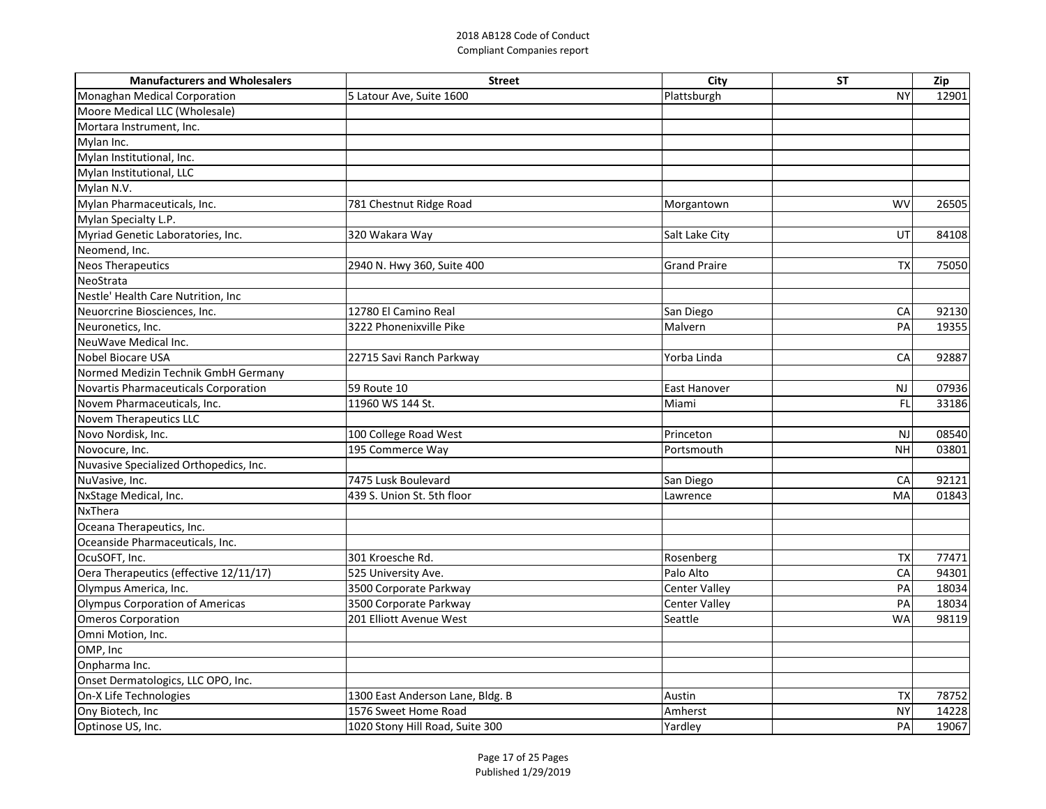# 2018 AB128 Code of Conduct
## Compliant Companies report

| Manufacturers and Wholesalers | Street | City | ST | Zip |
|---|---|---|---|---|
| Monaghan Medical Corporation | 5 Latour Ave, Suite 1600 | Plattsburgh | NY | 12901 |
| Moore Medical LLC (Wholesale) | | | | |
| Mortara Instrument, Inc. | | | | |
| Mylan Inc. | | | | |
| Mylan Institutional, Inc. | | | | |
| Mylan Institutional, LLC | | | | |
| Mylan N.V. | | | | |
| Mylan Pharmaceuticals, Inc. | 781 Chestnut Ridge Road | Morgantown | WV | 26505 |
| Mylan Specialty L.P. | | | | |
| Myriad Genetic Laboratories, Inc. | 320 Wakara Way | Salt Lake City | UT | 84108 |
| Neomend, Inc. | | | | |
| Neos Therapeutics | 2940 N. Hwy 360, Suite 400 | Grand Praire | TX | 75050 |
| NeoStrata | | | | |
| Nestle' Health Care Nutrition, Inc | | | | |
| Neuorcrine Biosciences, Inc. | 12780 El Camino Real | San Diego | CA | 92130 |
| Neuronetics, Inc. | 3222 Phonenixville Pike | Malvern | PA | 19355 |
| NeuWave Medical Inc. | | | | |
| Nobel Biocare USA | 22715 Savi Ranch Parkway | Yorba Linda | CA | 92887 |
| Normed Medizin Technik GmbH Germany | | | | |
| Novartis Pharmaceuticals Corporation | 59 Route 10 | East Hanover | NJ | 07936 |
| Novem Pharmaceuticals, Inc. | 11960 WS 144 St. | Miami | FL | 33186 |
| Novem Therapeutics LLC | | | | |
| Novo Nordisk, Inc. | 100 College Road West | Princeton | NJ | 08540 |
| Novocure, Inc. | 195 Commerce Way | Portsmouth | NH | 03801 |
| Nuvasive Specialized Orthopedics, Inc. | | | | |
| NuVasive, Inc. | 7475 Lusk Boulevard | San Diego | CA | 92121 |
| NxStage Medical, Inc. | 439 S. Union St. 5th floor | Lawrence | MA | 01843 |
| NxThera | | | | |
| Oceana Therapeutics, Inc. | | | | |
| Oceanside Pharmaceuticals, Inc. | | | | |
| OcuSOFT, Inc. | 301 Kroesche Rd. | Rosenberg | TX | 77471 |
| Oera Therapeutics (effective 12/11/17) | 525 University Ave. | Palo Alto | CA | 94301 |
| Olympus America, Inc. | 3500 Corporate Parkway | Center Valley | PA | 18034 |
| Olympus Corporation of Americas | 3500 Corporate Parkway | Center Valley | PA | 18034 |
| Omeros Corporation | 201 Elliott Avenue West | Seattle | WA | 98119 |
| Omni Motion, Inc. | | | | |
| OMP, Inc | | | | |
| Onpharma Inc. | | | | |
| Onset Dermatologics, LLC OPO, Inc. | | | | |
| On-X Life Technologies | 1300 East Anderson Lane, Bldg. B | Austin | TX | 78752 |
| Ony Biotech, Inc | 1576 Sweet Home Road | Amherst | NY | 14228 |
| Optinose US, Inc. | 1020 Stony Hill Road, Suite 300 | Yardley | PA | 19067 |

Published 1/29/2019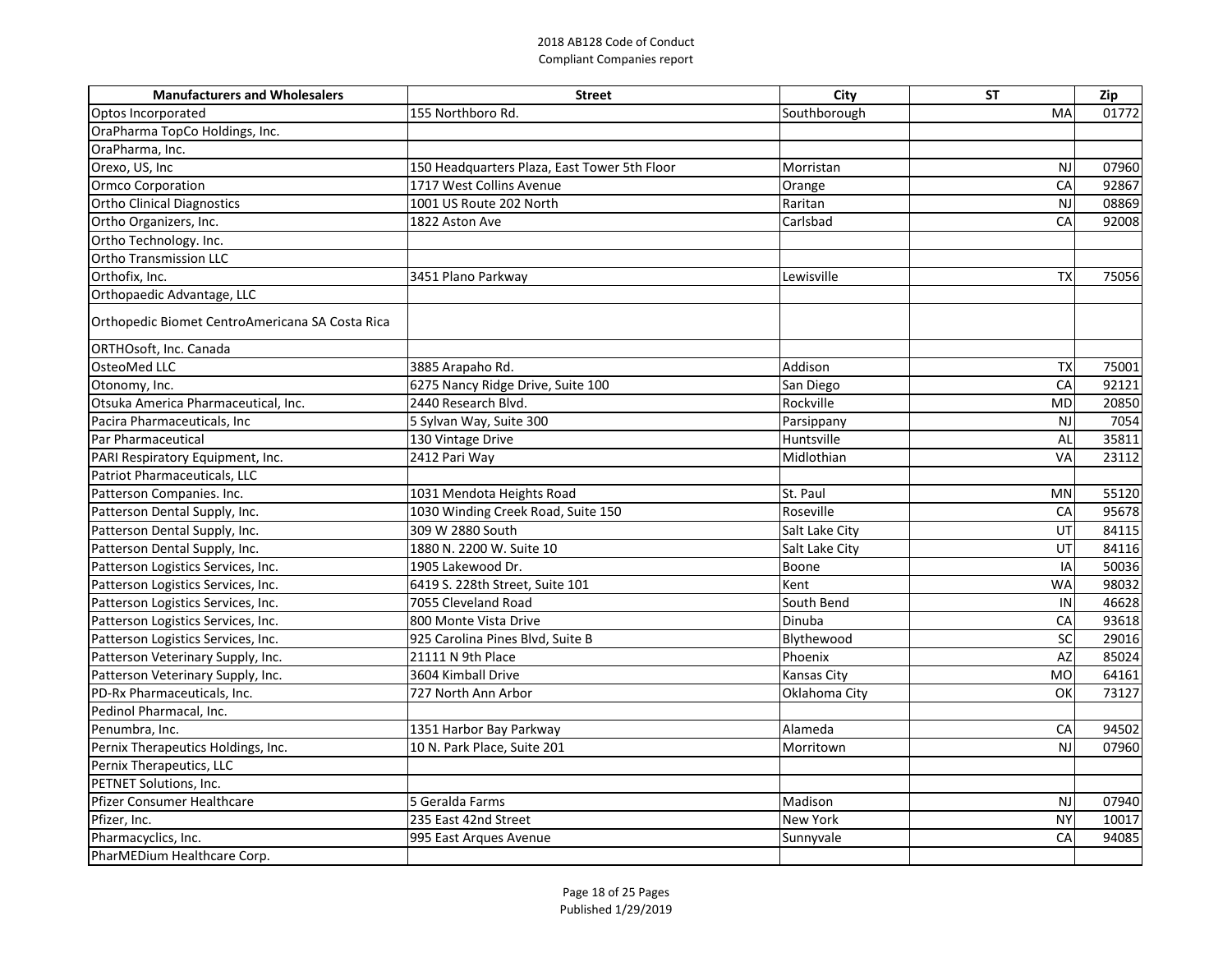2018 AB128 Code of Conduct
Compliant Companies report

| Manufacturers and Wholesalers | Street | City | ST | Zip |
|---|---|---|---|---|
| Optos Incorporated | 155 Northboro Rd. | Southborough | MA | 01772 |
| OraPharma TopCo Holdings, Inc. | | | | |
| OraPharma, Inc. | | | | |
| Orexo, US, Inc | 150 Headquarters Plaza, East Tower 5th Floor | Morristan | NJ | 07960 |
| Ormco Corporation | 1717 West Collins Avenue | Orange | CA | 92867 |
| Ortho Clinical Diagnostics | 1001 US Route 202 North | Raritan | NJ | 08869 |
| Ortho Organizers, Inc. | 1822 Aston Ave | Carlsbad | CA | 92008 |
| Ortho Technology. Inc. | | | | |
| Ortho Transmission LLC | | | | |
| Orthofix, Inc. | 3451 Plano Parkway | Lewisville | TX | 75056 |
| Orthopaedic Advantage, LLC | | | | |
| Orthopedic Biomet CentroAmericana SA Costa Rica | | | | |
| ORTHOsoft, Inc. Canada | | | | |
| OsteoMed LLC | 3885 Arapaho Rd. | Addison | TX | 75001 |
| Otonomy, Inc. | 6275 Nancy Ridge Drive, Suite 100 | San Diego | CA | 92121 |
| Otsuka America Pharmaceutical, Inc. | 2440 Research Blvd. | Rockville | MD | 20850 |
| Pacira Pharmaceuticals, Inc | 5 Sylvan Way, Suite 300 | Parsippany | NJ | 7054 |
| Par Pharmaceutical | 130 Vintage Drive | Huntsville | AL | 35811 |
| PARI Respiratory Equipment, Inc. | 2412 Pari Way | Midlothian | VA | 23112 |
| Patriot Pharmaceuticals, LLC | | | | |
| Patterson Companies. Inc. | 1031 Mendota Heights Road | St. Paul | MN | 55120 |
| Patterson Dental Supply, Inc. | 1030 Winding Creek Road, Suite 150 | Roseville | CA | 95678 |
| Patterson Dental Supply, Inc. | 309 W 2880 South | Salt Lake City | UT | 84115 |
| Patterson Dental Supply, Inc. | 1880 N. 2200 W. Suite 10 | Salt Lake City | UT | 84116 |
| Patterson Logistics Services, Inc. | 1905 Lakewood Dr. | Boone | IA | 50036 |
| Patterson Logistics Services, Inc. | 6419 S. 228th Street, Suite 101 | Kent | WA | 98032 |
| Patterson Logistics Services, Inc. | 7055 Cleveland Road | South Bend | IN | 46628 |
| Patterson Logistics Services, Inc. | 800 Monte Vista Drive | Dinuba | CA | 93618 |
| Patterson Logistics Services, Inc. | 925 Carolina Pines Blvd, Suite B | Blythewood | SC | 29016 |
| Patterson Veterinary Supply, Inc. | 21111 N 9th Place | Phoenix | AZ | 85024 |
| Patterson Veterinary Supply, Inc. | 3604 Kimball Drive | Kansas City | MO | 64161 |
| PD-Rx Pharmaceuticals, Inc. | 727 North Ann Arbor | Oklahoma City | OK | 73127 |
| Pedinol Pharmacal, Inc. | | | | |
| Penumbra, Inc. | 1351 Harbor Bay Parkway | Alameda | CA | 94502 |
| Pernix Therapeutics Holdings, Inc. | 10 N. Park Place, Suite 201 | Morritown | NJ | 07960 |
| Pernix Therapeutics, LLC | | | | |
| PETNET Solutions, Inc. | | | | |
| Pfizer Consumer Healthcare | 5 Geralda Farms | Madison | NJ | 07940 |
| Pfizer, Inc. | 235 East 42nd Street | New York | NY | 10017 |
| Pharmacyclics, Inc. | 995 East Arques Avenue | Sunnyvale | CA | 94085 |
| PharMEDium Healthcare Corp. | | | | |

Published 1/29/2019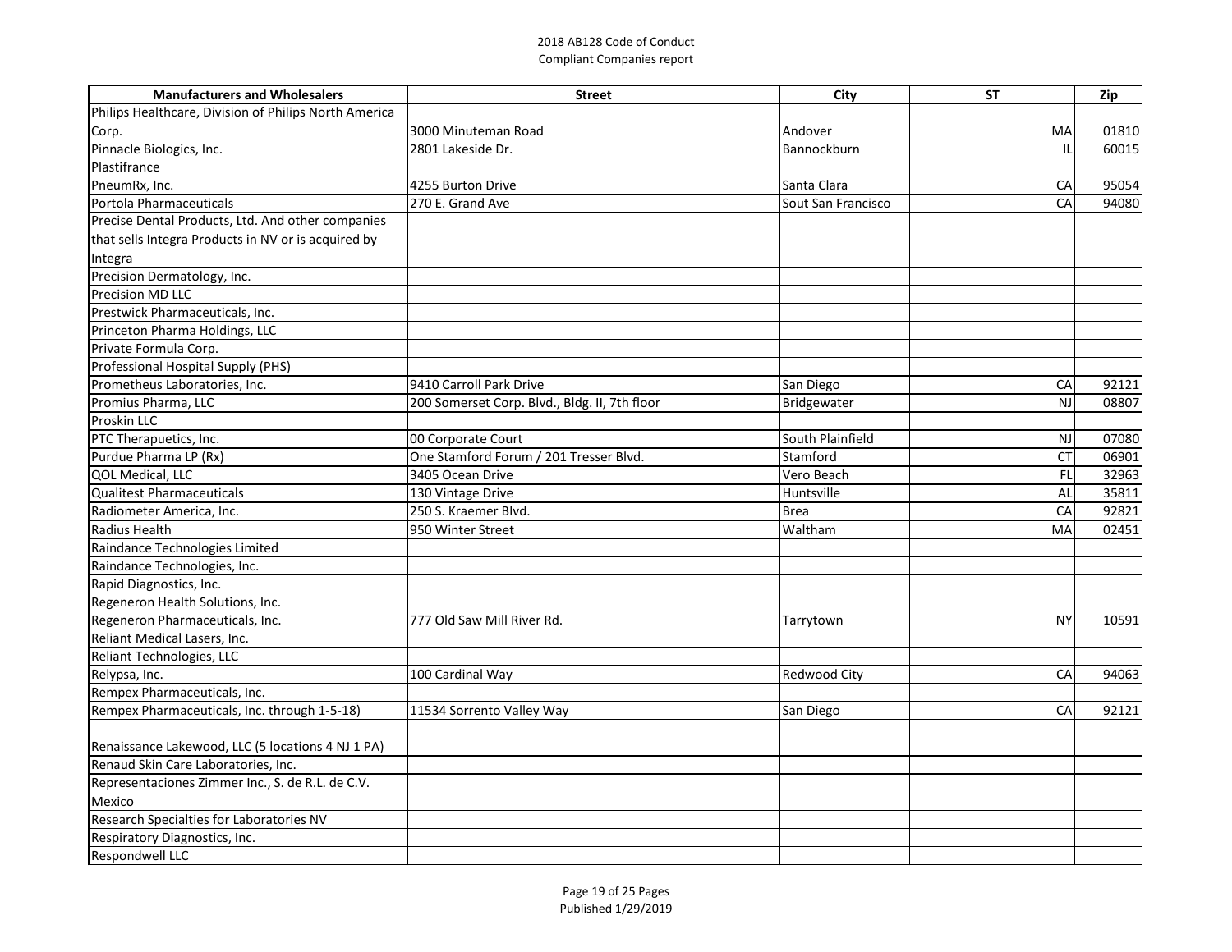| Manufacturers and Wholesalers | Street | City | ST | Zip |
|---|---|---|---|---|
| Philips Healthcare, Division of Philips North America Corp. | 3000 Minuteman Road | Andover | MA | 01810 |
| Pinnacle Biologics, Inc. | 2801 Lakeside Dr. | Bannockburn | IL | 60015 |
| Plastifrance | | | | |
| PneumRx, Inc. | 4255 Burton Drive | Santa Clara | CA | 95054 |
| Portola Pharmaceuticals | 270 E. Grand Ave | Sout San Francisco | CA | 94080 |
| Precise Dental Products, Ltd. And other companies that sells Integra Products in NV or is acquired by Integra | | | | |
| Precision Dermatology, Inc. | | | | |
| Precision MD LLC | | | | |
| Prestwick Pharmaceuticals, Inc. | | | | |
| Princeton Pharma Holdings, LLC | | | | |
| Private Formula Corp. | | | | |
| Professional Hospital Supply (PHS) | | | | |
| Prometheus Laboratories, Inc. | 9410 Carroll Park Drive | San Diego | CA | 92121 |
| Promius Pharma, LLC | 200 Somerset Corp. Blvd., Bldg. II, 7th floor | Bridgewater | NJ | 08807 |
| Proskin LLC | | | | |
| PTC Therapuetics, Inc. | 00 Corporate Court | South Plainfield | NJ | 07080 |
| Purdue Pharma LP (Rx) | One Stamford Forum / 201 Tresser Blvd. | Stamford | CT | 06901 |
| QOL Medical, LLC | 3405 Ocean Drive | Vero Beach | FL | 32963 |
| Qualitest Pharmaceuticals | 130 Vintage Drive | Huntsville | AL | 35811 |
| Radiometer America, Inc. | 250 S. Kraemer Blvd. | Brea | CA | 92821 |
| Radius Health | 950 Winter Street | Waltham | MA | 02451 |
| Raindance Technologies Limited | | | | |
| Raindance Technologies, Inc. | | | | |
| Rapid Diagnostics, Inc. | | | | |
| Regeneron Health Solutions, Inc. | | | | |
| Regeneron Pharmaceuticals, Inc. | 777 Old Saw Mill River Rd. | Tarrytown | NY | 10591 |
| Reliant Medical Lasers, Inc. | | | | |
| Reliant Technologies, LLC | | | | |
| Relypsa, Inc. | 100 Cardinal Way | Redwood City | CA | 94063 |
| Rempex Pharmaceuticals, Inc. | | | | |
| Rempex Pharmaceuticals, Inc. through 1-5-18) | 11534 Sorrento Valley Way | San Diego | CA | 92121 |
| Renaissance Lakewood, LLC (5 locations 4 NJ 1 PA) | | | | |
| Renaud Skin Care Laboratories, Inc. | | | | |
| Representaciones Zimmer Inc., S. de R.L. de C.V. Mexico | | | | |
| Research Specialties for Laboratories NV | | | | |
| Respiratory Diagnostics, Inc. | | | | |
| Respondwell LLC | | | | |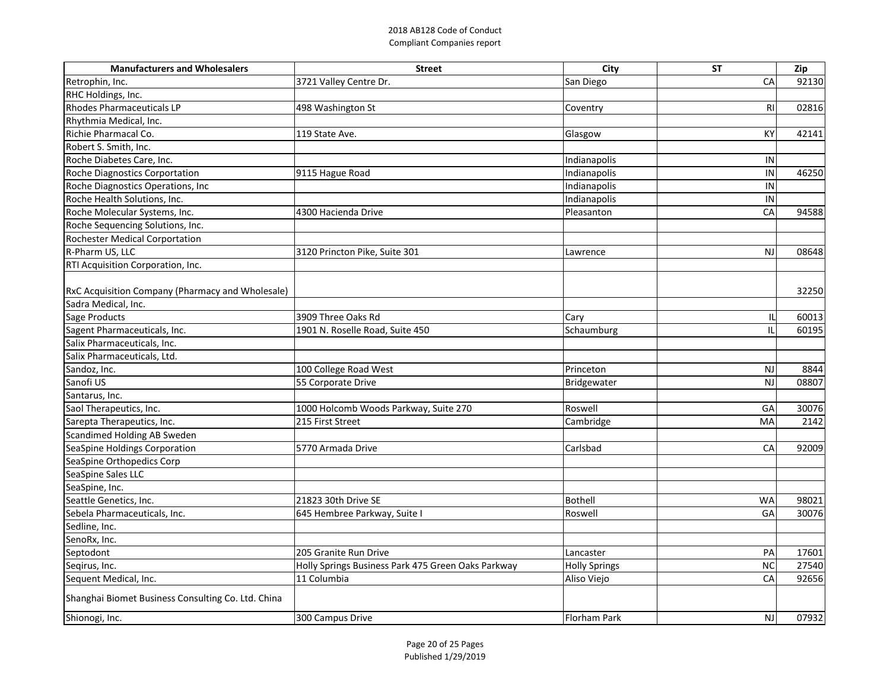2018 AB128 Code of Conduct
Compliant Companies report

| Manufacturers and Wholesalers | Street | City | ST | Zip |
|---|---|---|---|---|
| Retrophin, Inc. | 3721 Valley Centre Dr. | San Diego | CA | 92130 |
| RHC Holdings, Inc. | | | | |
| Rhodes Pharmaceuticals LP | 498 Washington St | Coventry | RI | 02816 |
| Rhythmia Medical, Inc. | | | | |
| Richie Pharmacal Co. | 119 State Ave. | Glasgow | KY | 42141 |
| Robert S. Smith, Inc. | | | | |
| Roche Diabetes Care, Inc. | | Indianapolis | IN | |
| Roche Diagnostics Corportation | 9115 Hague Road | Indianapolis | IN | 46250 |
| Roche Diagnostics Operations, Inc | | Indianapolis | IN | |
| Roche Health Solutions, Inc. | | Indianapolis | IN | |
| Roche Molecular Systems, Inc. | 4300 Hacienda Drive | Pleasanton | CA | 94588 |
| Roche Sequencing Solutions, Inc. | | | | |
| Rochester Medical Corportation | | | | |
| R-Pharm US, LLC | 3120 Princton Pike, Suite 301 | Lawrence | NJ | 08648 |
| RTI Acquisition Corporation, Inc. | | | | |
| RxC Acquisition Company (Pharmacy and Wholesale) | | | | 32250 |
| Sadra Medical, Inc. | | | | |
| Sage Products | 3909 Three Oaks Rd | Cary | IL | 60013 |
| Sagent Pharmaceuticals, Inc. | 1901 N. Roselle Road, Suite 450 | Schaumburg | IL | 60195 |
| Salix Pharmaceuticals, Inc. | | | | |
| Salix Pharmaceuticals, Ltd. | | | | |
| Sandoz, Inc. | 100 College Road West | Princeton | NJ | 8844 |
| Sanofi US | 55 Corporate Drive | Bridgewater | NJ | 08807 |
| Santarus, Inc. | | | | |
| Saol Therapeutics, Inc. | 1000 Holcomb Woods Parkway, Suite 270 | Roswell | GA | 30076 |
| Sarepta Therapeutics, Inc. | 215 First Street | Cambridge | MA | 2142 |
| Scandimed Holding AB Sweden | | | | |
| SeaSpine Holdings Corporation | 5770 Armada Drive | Carlsbad | CA | 92009 |
| SeaSpine Orthopedics Corp | | | | |
| SeaSpine Sales LLC | | | | |
| SeaSpine, Inc. | | | | |
| Seattle Genetics, Inc. | 21823 30th Drive SE | Bothell | WA | 98021 |
| Sebela Pharmaceuticals, Inc. | 645 Hembree Parkway, Suite I | Roswell | GA | 30076 |
| Sedline, Inc. | | | | |
| SenoRx, Inc. | | | | |
| Septodont | 205 Granite Run Drive | Lancaster | PA | 17601 |
| Seqirus, Inc. | Holly Springs Business Park 475 Green Oaks Parkway | Holly Springs | NC | 27540 |
| Sequent Medical, Inc. | 11 Columbia | Aliso Viejo | CA | 92656 |
| Shanghai Biomet Business Consulting Co. Ltd. China | | | | |
| Shionogi, Inc. | 300 Campus Drive | Florham Park | NJ | 07932 |

Published 1/29/2019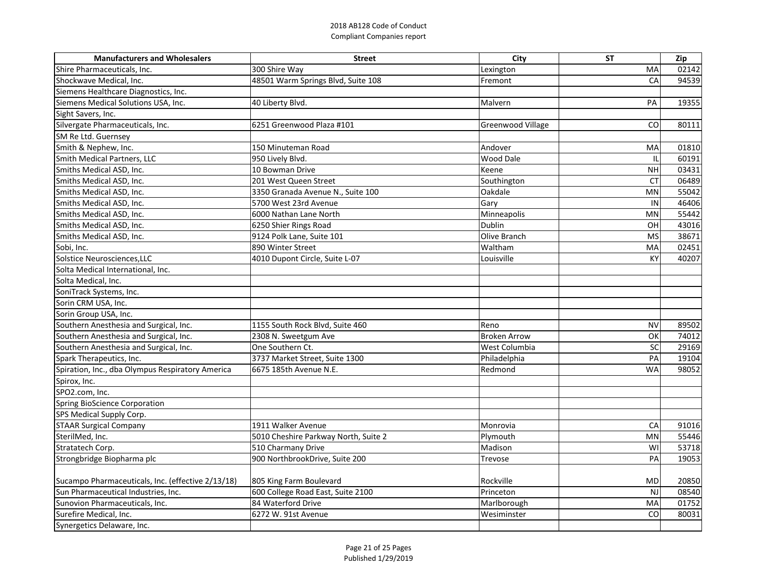2018 AB128 Code of Conduct
Compliant Companies report

| Manufacturers and Wholesalers | Street | City | ST | Zip |
|---|---|---|---|---|
| Shire Pharmaceuticals, Inc. | 300 Shire Way | Lexington | MA | 02142 |
| Shockwave Medical, Inc. | 48501 Warm Springs Blvd, Suite 108 | Fremont | CA | 94539 |
| Siemens Healthcare Diagnostics, Inc. | | | | |
| Siemens Medical Solutions USA, Inc. | 40 Liberty Blvd. | Malvern | PA | 19355 |
| Sight Savers, Inc. | | | | |
| Silvergate Pharmaceuticals, Inc. | 6251 Greenwood Plaza #101 | Greenwood Village | CO | 80111 |
| SM Re Ltd. Guernsey | | | | |
| Smith & Nephew, Inc. | 150 Minuteman Road | Andover | MA | 01810 |
| Smith Medical Partners, LLC | 950 Lively Blvd. | Wood Dale | IL | 60191 |
| Smiths Medical ASD, Inc. | 10 Bowman Drive | Keene | NH | 03431 |
| Smiths Medical ASD, Inc. | 201 West Queen Street | Southington | CT | 06489 |
| Smiths Medical ASD, Inc. | 3350 Granada Avenue N., Suite 100 | Oakdale | MN | 55042 |
| Smiths Medical ASD, Inc. | 5700 West 23rd Avenue | Gary | IN | 46406 |
| Smiths Medical ASD, Inc. | 6000 Nathan Lane North | Minneapolis | MN | 55442 |
| Smiths Medical ASD, Inc. | 6250 Shier Rings Road | Dublin | OH | 43016 |
| Smiths Medical ASD, Inc. | 9124 Polk Lane, Suite 101 | Olive Branch | MS | 38671 |
| Sobi, Inc. | 890 Winter Street | Waltham | MA | 02451 |
| Solstice Neurosciences,LLC | 4010 Dupont Circle, Suite L-07 | Louisville | KY | 40207 |
| Solta Medical International, Inc. | | | | |
| Solta Medical, Inc. | | | | |
| SoniTrack Systems, Inc. | | | | |
| Sorin CRM USA, Inc. | | | | |
| Sorin Group USA, Inc. | | | | |
| Southern Anesthesia and Surgical, Inc. | 1155 South Rock Blvd, Suite 460 | Reno | NV | 89502 |
| Southern Anesthesia and Surgical, Inc. | 2308 N. Sweetgum Ave | Broken Arrow | OK | 74012 |
| Southern Anesthesia and Surgical, Inc. | One Southern Ct. | West Columbia | SC | 29169 |
| Spark Therapeutics, Inc. | 3737 Market Street, Suite 1300 | Philadelphia | PA | 19104 |
| Spiration, Inc., dba Olympus Respiratory America | 6675 185th Avenue N.E. | Redmond | WA | 98052 |
| Spirox, Inc. | | | | |
| SPO2.com, Inc. | | | | |
| Spring BioScience Corporation | | | | |
| SPS Medical Supply Corp. | | | | |
| STAAR Surgical Company | 1911 Walker Avenue | Monrovia | CA | 91016 |
| SterilMed, Inc. | 5010 Cheshire Parkway North, Suite 2 | Plymouth | MN | 55446 |
| Stratatech Corp. | 510 Charmany Drive | Madison | WI | 53718 |
| Strongbridge Biopharma plc | 900 NorthbrookDrive, Suite 200 | Trevose | PA | 19053 |
| Sucampo Pharmaceuticals, Inc. (effective 2/13/18) | 805 King Farm Boulevard | Rockville | MD | 20850 |
| Sun Pharmaceutical Industries, Inc. | 600 College Road East, Suite 2100 | Princeton | NJ | 08540 |
| Sunovion Pharmaceuticals, Inc. | 84 Waterford Drive | Marlborough | MA | 01752 |
| Surefire Medical, Inc. | 6272 W. 91st Avenue | Wesiminster | CO | 80031 |
| Synergetics Delaware, Inc. | | | | |

Published 1/29/2019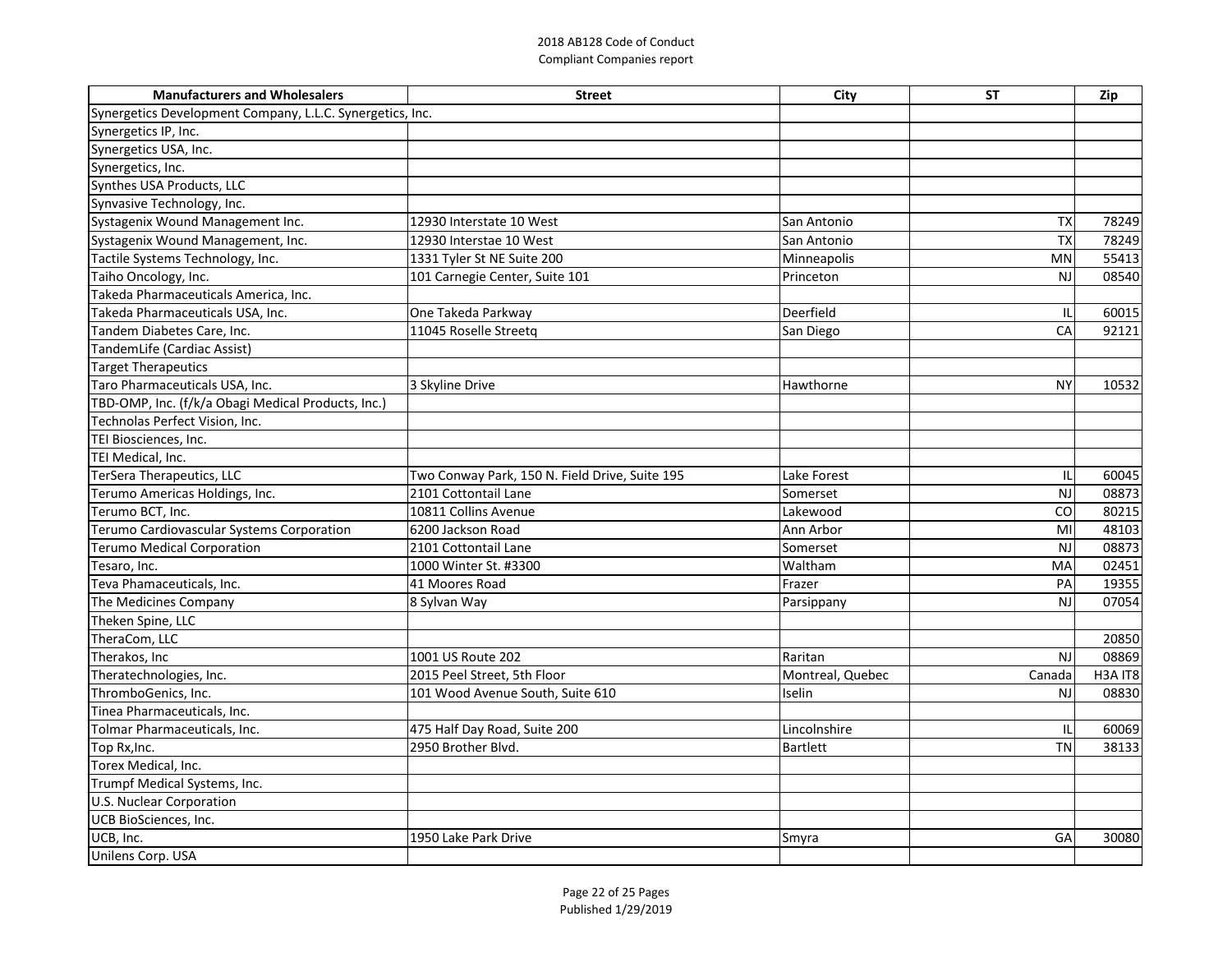| Manufacturers and Wholesalers | Street | City | ST | Zip |
|---|---|---|---|---|
| Synergetics Development Company, L.L.C. Synergetics, Inc. | | | | |
| Synergetics IP, Inc. | | | | |
| Synergetics USA, Inc. | | | | |
| Synergetics, Inc. | | | | |
| Synthes USA Products, LLC | | | | |
| Synvasive Technology, Inc. | | | | |
| Systagenix Wound Management Inc. | 12930 Interstate 10 West | San Antonio | TX | 78249 |
| Systagenix Wound Management, Inc. | 12930 Interstae 10 West | San Antonio | TX | 78249 |
| Tactile Systems Technology, Inc. | 1331 Tyler St NE Suite 200 | Minneapolis | MN | 55413 |
| Taiho Oncology, Inc. | 101 Carnegie Center, Suite 101 | Princeton | NJ | 08540 |
| Takeda Pharmaceuticals America, Inc. | | | | |
| Takeda Pharmaceuticals USA, Inc. | One Takeda Parkway | Deerfield | IL | 60015 |
| Tandem Diabetes Care, Inc. | 11045 Roselle Streetq | San Diego | CA | 92121 |
| TandemLife (Cardiac Assist) | | | | |
| Target Therapeutics | | | | |
| Taro Pharmaceuticals USA, Inc. | 3 Skyline Drive | Hawthorne | NY | 10532 |
| TBD-OMP, Inc. (f/k/a Obagi Medical Products, Inc.) | | | | |
| Technolas Perfect Vision, Inc. | | | | |
| TEI Biosciences, Inc. | | | | |
| TEI Medical, Inc. | | | | |
| TerSera Therapeutics, LLC | Two Conway Park, 150 N. Field Drive, Suite 195 | Lake Forest | IL | 60045 |
| Terumo Americas Holdings, Inc. | 2101 Cottontail Lane | Somerset | NJ | 08873 |
| Terumo BCT, Inc. | 10811 Collins Avenue | Lakewood | CO | 80215 |
| Terumo Cardiovascular Systems Corporation | 6200 Jackson Road | Ann Arbor | MI | 48103 |
| Terumo Medical Corporation | 2101 Cottontail Lane | Somerset | NJ | 08873 |
| Tesaro, Inc. | 1000 Winter St. #3300 | Waltham | MA | 02451 |
| Teva Phamaceuticals, Inc. | 41 Moores Road | Frazer | PA | 19355 |
| The Medicines Company | 8 Sylvan Way | Parsippany | NJ | 07054 |
| Theken Spine, LLC | | | | |
| TheraCom, LLC | | | | 20850 |
| Therakos, Inc | 1001 US Route 202 | Raritan | NJ | 08869 |
| Theratechnologies, Inc. | 2015 Peel Street, 5th Floor | Montreal, Quebec | Canada | H3A IT8 |
| ThromboGenics, Inc. | 101 Wood Avenue South, Suite 610 | Iselin | NJ | 08830 |
| Tinea Pharmaceuticals, Inc. | | | | |
| Tolmar Pharmaceuticals, Inc. | 475 Half Day Road, Suite 200 | Lincolnshire | IL | 60069 |
| Top Rx,Inc. | 2950 Brother Blvd. | Bartlett | TN | 38133 |
| Torex Medical, Inc. | | | | |
| Trumpf Medical Systems, Inc. | | | | |
| U.S. Nuclear Corporation | | | | |
| UCB BioSciences, Inc. | | | | |
| UCB, Inc. | 1950 Lake Park Drive | Smyra | GA | 30080 |
| Unilens Corp. USA | | | | |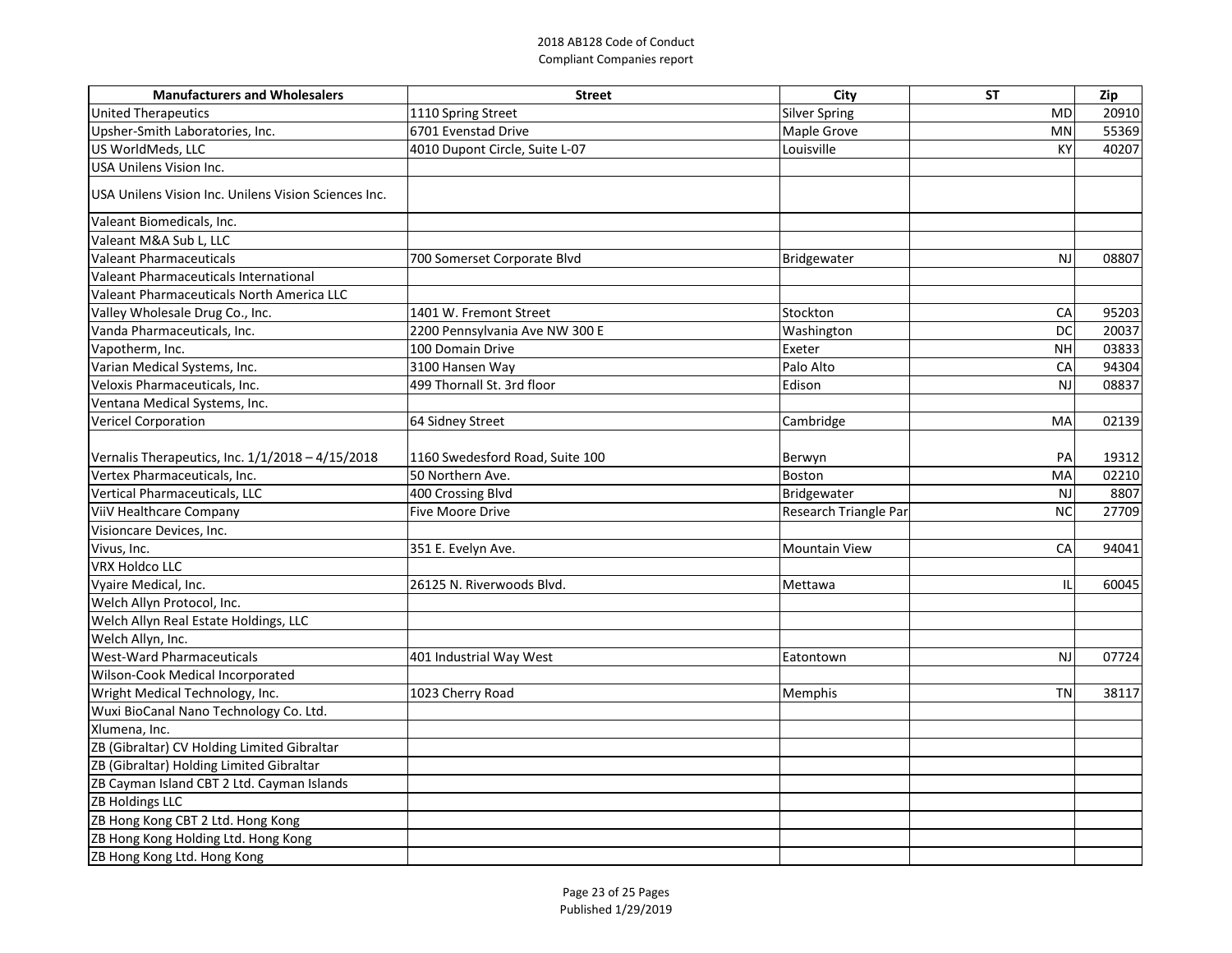2018 AB128 Code of Conduct
Compliant Companies report

| Manufacturers and Wholesalers | Street | City | ST | Zip |
|---|---|---|---|---|
| United Therapeutics | 1110 Spring Street | Silver Spring | MD | 20910 |
| Upsher-Smith Laboratories, Inc. | 6701 Evenstad Drive | Maple Grove | MN | 55369 |
| US WorldMeds, LLC | 4010 Dupont Circle, Suite L-07 | Louisville | KY | 40207 |
| USA Unilens Vision Inc. | | | | |
| USA Unilens Vision Inc. Unilens Vision Sciences Inc. | | | | |
| Valeant Biomedicals, Inc. | | | | |
| Valeant M&A Sub L, LLC | | | | |
| Valeant Pharmaceuticals | 700 Somerset Corporate Blvd | Bridgewater | NJ | 08807 |
| Valeant Pharmaceuticals International | | | | |
| Valeant Pharmaceuticals North America LLC | | | | |
| Valley Wholesale Drug Co., Inc. | 1401 W. Fremont Street | Stockton | CA | 95203 |
| Vanda Pharmaceuticals, Inc. | 2200 Pennsylvania Ave NW 300 E | Washington | DC | 20037 |
| Vapotherm, Inc. | 100 Domain Drive | Exeter | NH | 03833 |
| Varian Medical Systems, Inc. | 3100 Hansen Way | Palo Alto | CA | 94304 |
| Veloxis Pharmaceuticals, Inc. | 499 Thornall St. 3rd floor | Edison | NJ | 08837 |
| Ventana Medical Systems, Inc. | | | | |
| Vericel Corporation | 64 Sidney Street | Cambridge | MA | 02139 |
| Vernalis Therapeutics, Inc. 1/1/2018 – 4/15/2018 | 1160 Swedesford Road, Suite 100 | Berwyn | PA | 19312 |
| Vertex Pharmaceuticals, Inc. | 50 Northern Ave. | Boston | MA | 02210 |
| Vertical Pharmaceuticals, LLC | 400 Crossing Blvd | Bridgewater | NJ | 8807 |
| ViiV Healthcare Company | Five Moore Drive | Research Triangle Par | NC | 27709 |
| Visioncare Devices, Inc. | | | | |
| Vivus, Inc. | 351 E. Evelyn Ave. | Mountain View | CA | 94041 |
| VRX Holdco LLC | | | | |
| Vyaire Medical, Inc. | 26125 N. Riverwoods Blvd. | Mettawa | IL | 60045 |
| Welch Allyn Protocol, Inc. | | | | |
| Welch Allyn Real Estate Holdings, LLC | | | | |
| Welch Allyn, Inc. | | | | |
| West-Ward Pharmaceuticals | 401 Industrial Way West | Eatontown | NJ | 07724 |
| Wilson-Cook Medical Incorporated | | | | |
| Wright Medical Technology, Inc. | 1023 Cherry Road | Memphis | TN | 38117 |
| Wuxi BioCanal Nano Technology Co. Ltd. | | | | |
| Xlumena, Inc. | | | | |
| ZB (Gibraltar) CV Holding Limited Gibraltar | | | | |
| ZB (Gibraltar) Holding Limited Gibraltar | | | | |
| ZB Cayman Island CBT 2 Ltd. Cayman Islands | | | | |
| ZB Holdings LLC | | | | |
| ZB Hong Kong CBT 2 Ltd. Hong Kong | | | | |
| ZB Hong Kong Holding Ltd. Hong Kong | | | | |
| ZB Hong Kong Ltd. Hong Kong | | | | |

Published 1/29/2019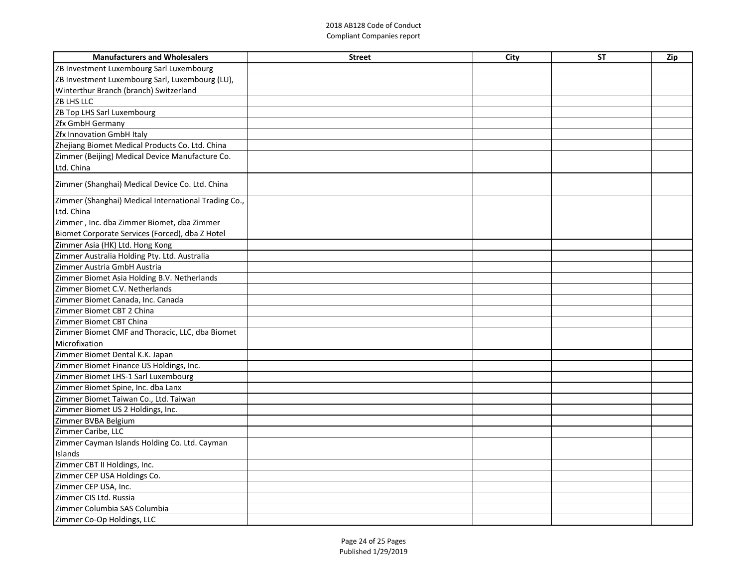2018 AB128 Code of Conduct
Compliant Companies report

| Manufacturers and Wholesalers | Street | City | ST | Zip |
|---|---|---|---|---|
| ZB Investment Luxembourg Sarl Luxembourg | | | | |
| ZB Investment Luxembourg Sarl, Luxembourg (LU), Winterthur Branch (branch) Switzerland | | | | |
| ZB LHS LLC | | | | |
| ZB Top LHS Sarl Luxembourg | | | | |
| Zfx GmbH Germany | | | | |
| Zfx Innovation GmbH Italy | | | | |
| Zhejiang Biomet Medical Products Co. Ltd. China | | | | |
| Zimmer (Beijing) Medical Device Manufacture Co. Ltd. China | | | | |
| Zimmer (Shanghai) Medical Device Co. Ltd. China | | | | |
| Zimmer (Shanghai) Medical International Trading Co., Ltd. China | | | | |
| Zimmer , Inc. dba Zimmer Biomet, dba Zimmer Biomet Corporate Services (Forced), dba Z Hotel | | | | |
| Zimmer Asia (HK) Ltd. Hong Kong | | | | |
| Zimmer Australia Holding Pty. Ltd. Australia | | | | |
| Zimmer Austria GmbH Austria | | | | |
| Zimmer Biomet Asia Holding B.V. Netherlands | | | | |
| Zimmer Biomet C.V. Netherlands | | | | |
| Zimmer Biomet Canada, Inc. Canada | | | | |
| Zimmer Biomet CBT 2 China | | | | |
| Zimmer Biomet CBT China | | | | |
| Zimmer Biomet CMF and Thoracic, LLC, dba Biomet Microfixation | | | | |
| Zimmer Biomet Dental K.K. Japan | | | | |
| Zimmer Biomet Finance US Holdings, Inc. | | | | |
| Zimmer Biomet LHS-1 Sarl Luxembourg | | | | |
| Zimmer Biomet Spine, Inc. dba Lanx | | | | |
| Zimmer Biomet Taiwan Co., Ltd. Taiwan | | | | |
| Zimmer Biomet US 2 Holdings, Inc. | | | | |
| Zimmer BVBA Belgium | | | | |
| Zimmer Caribe, LLC | | | | |
| Zimmer Cayman Islands Holding Co. Ltd. Cayman Islands | | | | |
| Zimmer CBT II Holdings, Inc. | | | | |
| Zimmer CEP USA Holdings Co. | | | | |
| Zimmer CEP USA, Inc. | | | | |
| Zimmer CIS Ltd. Russia | | | | |
| Zimmer Columbia SAS Columbia | | | | |
| Zimmer Co-Op Holdings, LLC | | | | |

Published 1/29/2019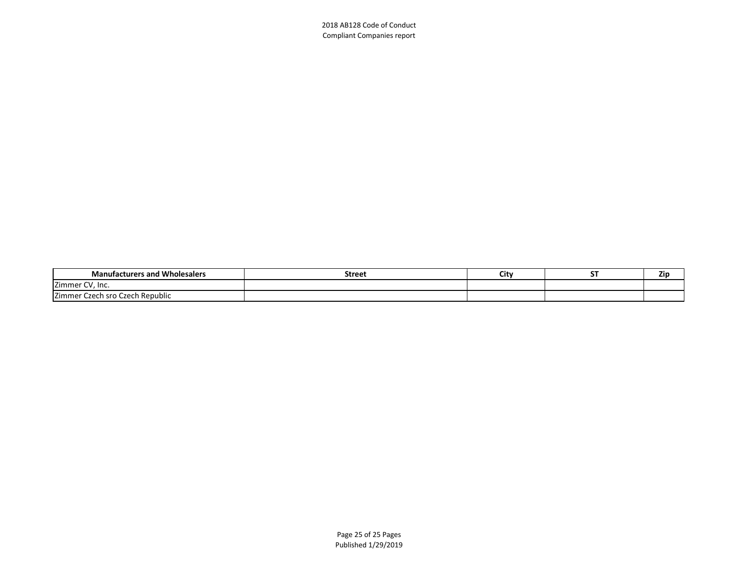| Manufacturers and Wholesalers | Street | City | ST | Zip |
| --- | --- | --- | --- | --- |
| Zimmer CV, Inc. | | | | |
| Zimmer Czech sro Czech Republic | | | | |